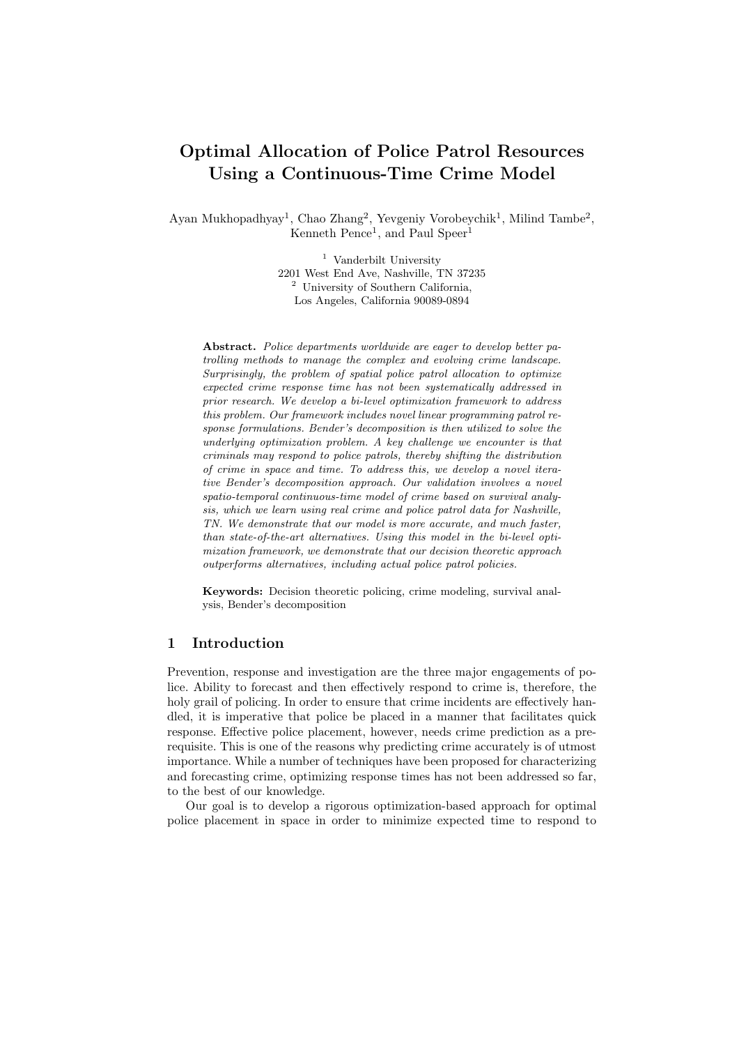# Optimal Allocation of Police Patrol Resources Using a Continuous-Time Crime Model

Ayan Mukhopadhyay[1], Chao Zhang[2], Yevgeniy Vorobeychik[1], Milind Tambe[2], Kenneth Pence[1], and Paul Speer[1]

[1] Vanderbilt University
2201 West End Ave, Nashville, TN 37235
[2] University of Southern California,
Los Angeles, California 90089-0894

**Abstract.** *Police departments worldwide are eager to develop better patrolling methods to manage the complex and evolving crime landscape. Surprisingly, the problem of spatial police patrol allocation to optimize expected crime response time has not been systematically addressed in prior research. We develop a bi-level optimization framework to address this problem. Our framework includes novel linear programming patrol response formulations. Bender's decomposition is then utilized to solve the underlying optimization problem. A key challenge we encounter is that criminals may respond to police patrols, thereby shifting the distribution of crime in space and time. To address this, we develop a novel iterative Bender's decomposition approach. Our validation involves a novel spatio-temporal continuous-time model of crime based on survival analysis, which we learn using real crime and police patrol data for Nashville, TN. We demonstrate that our model is more accurate, and much faster, than state-of-the-art alternatives. Using this model in the bi-level optimization framework, we demonstrate that our decision theoretic approach outperforms alternatives, including actual police patrol policies.*

**Keywords:** Decision theoretic policing, crime modeling, survival analysis, Bender's decomposition

## 1 Introduction

Prevention, response and investigation are the three major engagements of police. Ability to forecast and then effectively respond to crime is, therefore, the holy grail of policing. In order to ensure that crime incidents are effectively handled, it is imperative that police be placed in a manner that facilitates quick response. Effective police placement, however, needs crime prediction as a prerequisite. This is one of the reasons why predicting crime accurately is of utmost importance. While a number of techniques have been proposed for characterizing and forecasting crime, optimizing response times has not been addressed so far, to the best of our knowledge.

Our goal is to develop a rigorous optimization-based approach for optimal police placement in space in order to minimize expected time to respond to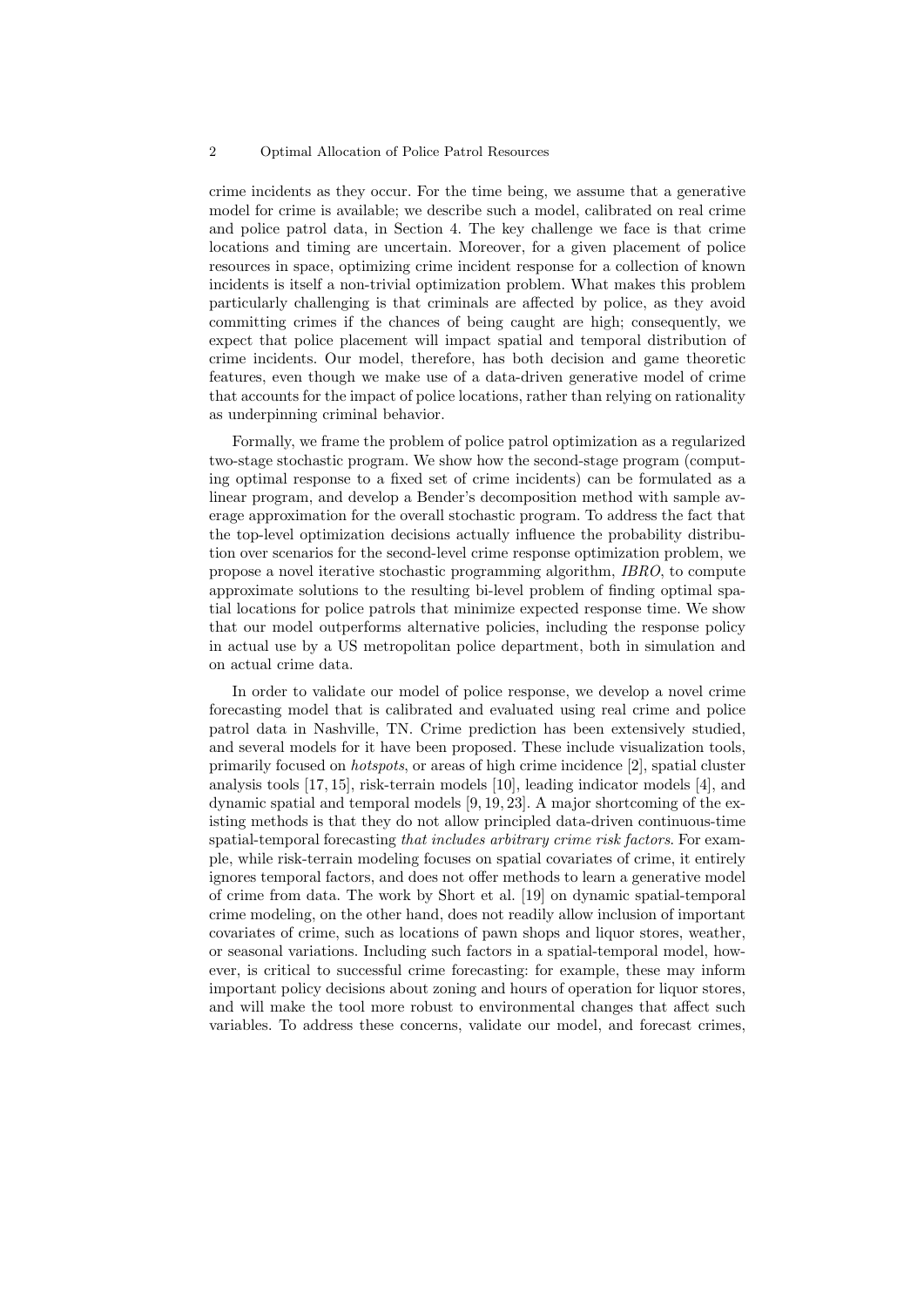crime incidents as they occur. For the time being, we assume that a generative model for crime is available; we describe such a model, calibrated on real crime and police patrol data, in Section 4. The key challenge we face is that crime locations and timing are uncertain. Moreover, for a given placement of police resources in space, optimizing crime incident response for a collection of known incidents is itself a non-trivial optimization problem. What makes this problem particularly challenging is that criminals are affected by police, as they avoid committing crimes if the chances of being caught are high; consequently, we expect that police placement will impact spatial and temporal distribution of crime incidents. Our model, therefore, has both decision and game theoretic features, even though we make use of a data-driven generative model of crime that accounts for the impact of police locations, rather than relying on rationality as underpinning criminal behavior.

Formally, we frame the problem of police patrol optimization as a regularized two-stage stochastic program. We show how the second-stage program (computing optimal response to a fixed set of crime incidents) can be formulated as a linear program, and develop a Bender's decomposition method with sample average approximation for the overall stochastic program. To address the fact that the top-level optimization decisions actually influence the probability distribution over scenarios for the second-level crime response optimization problem, we propose a novel iterative stochastic programming algorithm, *IBRO*, to compute approximate solutions to the resulting bi-level problem of finding optimal spatial locations for police patrols that minimize expected response time. We show that our model outperforms alternative policies, including the response policy in actual use by a US metropolitan police department, both in simulation and on actual crime data.

In order to validate our model of police response, we develop a novel crime forecasting model that is calibrated and evaluated using real crime and police patrol data in Nashville, TN. Crime prediction has been extensively studied, and several models for it have been proposed. These include visualization tools, primarily focused on *hotspots*, or areas of high crime incidence [2], spatial cluster analysis tools [17, 15], risk-terrain models [10], leading indicator models [4], and dynamic spatial and temporal models [9, 19, 23]. A major shortcoming of the existing methods is that they do not allow principled data-driven continuous-time spatial-temporal forecasting *that includes arbitrary crime risk factors*. For example, while risk-terrain modeling focuses on spatial covariates of crime, it entirely ignores temporal factors, and does not offer methods to learn a generative model of crime from data. The work by Short et al. [19] on dynamic spatial-temporal crime modeling, on the other hand, does not readily allow inclusion of important covariates of crime, such as locations of pawn shops and liquor stores, weather, or seasonal variations. Including such factors in a spatial-temporal model, however, is critical to successful crime forecasting: for example, these may inform important policy decisions about zoning and hours of operation for liquor stores, and will make the tool more robust to environmental changes that affect such variables. To address these concerns, validate our model, and forecast crimes,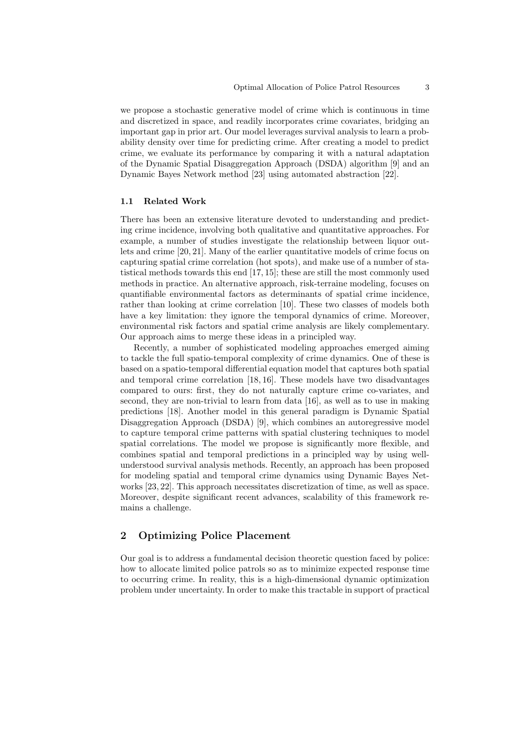we propose a stochastic generative model of crime which is continuous in time and discretized in space, and readily incorporates crime covariates, bridging an important gap in prior art. Our model leverages survival analysis to learn a probability density over time for predicting crime. After creating a model to predict crime, we evaluate its performance by comparing it with a natural adaptation of the Dynamic Spatial Disaggregation Approach (DSDA) algorithm [9] and an Dynamic Bayes Network method [23] using automated abstraction [22].

### 1.1 Related Work

There has been an extensive literature devoted to understanding and predicting crime incidence, involving both qualitative and quantitative approaches. For example, a number of studies investigate the relationship between liquor outlets and crime [20, 21]. Many of the earlier quantitative models of crime focus on capturing spatial crime correlation (hot spots), and make use of a number of statistical methods towards this end [17, 15]; these are still the most commonly used methods in practice. An alternative approach, risk-terraine modeling, focuses on quantifiable environmental factors as determinants of spatial crime incidence, rather than looking at crime correlation [10]. These two classes of models both have a key limitation: they ignore the temporal dynamics of crime. Moreover, environmental risk factors and spatial crime analysis are likely complementary. Our approach aims to merge these ideas in a principled way.

Recently, a number of sophisticated modeling approaches emerged aiming to tackle the full spatio-temporal complexity of crime dynamics. One of these is based on a spatio-temporal differential equation model that captures both spatial and temporal crime correlation [18, 16]. These models have two disadvantages compared to ours: first, they do not naturally capture crime co-variates, and second, they are non-trivial to learn from data [16], as well as to use in making predictions [18]. Another model in this general paradigm is Dynamic Spatial Disaggregation Approach (DSDA) [9], which combines an autoregressive model to capture temporal crime patterns with spatial clustering techniques to model spatial correlations. The model we propose is significantly more flexible, and combines spatial and temporal predictions in a principled way by using well-understood survival analysis methods. Recently, an approach has been proposed for modeling spatial and temporal crime dynamics using Dynamic Bayes Networks [23, 22]. This approach necessitates discretization of time, as well as space. Moreover, despite significant recent advances, scalability of this framework remains a challenge.

## 2 Optimizing Police Placement

Our goal is to address a fundamental decision theoretic question faced by police: how to allocate limited police patrols so as to minimize expected response time to occurring crime. In reality, this is a high-dimensional dynamic optimization problem under uncertainty. In order to make this tractable in support of practical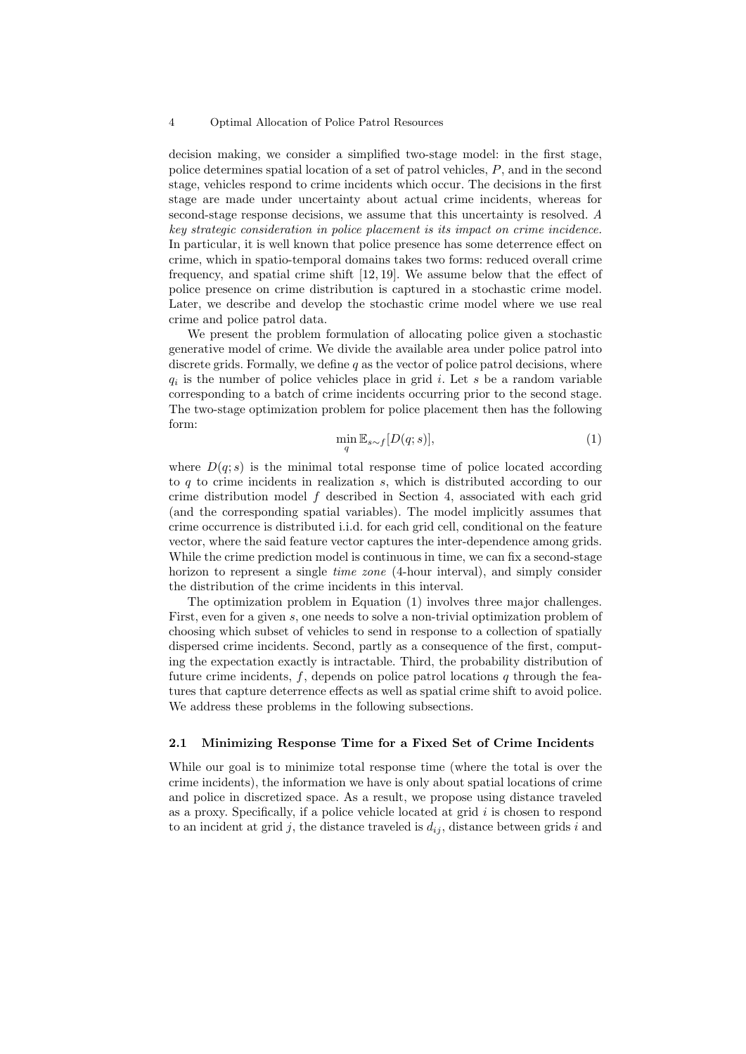decision making, we consider a simplified two-stage model: in the first stage, police determines spatial location of a set of patrol vehicles, $P$, and in the second stage, vehicles respond to crime incidents which occur. The decisions in the first stage are made under uncertainty about actual crime incidents, whereas for second-stage response decisions, we assume that this uncertainty is resolved. *A key strategic consideration in police placement is its impact on crime incidence.* In particular, it is well known that police presence has some deterrence effect on crime, which in spatio-temporal domains takes two forms: reduced overall crime frequency, and spatial crime shift [12, 19]. We assume below that the effect of police presence on crime distribution is captured in a stochastic crime model. Later, we describe and develop the stochastic crime model where we use real crime and police patrol data.

We present the problem formulation of allocating police given a stochastic generative model of crime. We divide the available area under police patrol into discrete grids. Formally, we define $q$ as the vector of police patrol decisions, where $q_i$ is the number of police vehicles place in grid $i$. Let $s$ be a random variable corresponding to a batch of crime incidents occurring prior to the second stage. The two-stage optimization problem for police placement then has the following form:

$$\min_{q} \mathbb{E}_{s \sim f}[D(q; s)], \tag{1}$$

where $D(q; s)$ is the minimal total response time of police located according to $q$ to crime incidents in realization $s$, which is distributed according to our crime distribution model $f$ described in Section 4, associated with each grid (and the corresponding spatial variables). The model implicitly assumes that crime occurrence is distributed i.i.d. for each grid cell, conditional on the feature vector, where the said feature vector captures the inter-dependence among grids. While the crime prediction model is continuous in time, we can fix a second-stage horizon to represent a single *time zone* (4-hour interval), and simply consider the distribution of the crime incidents in this interval.

The optimization problem in Equation (1) involves three major challenges. First, even for a given $s$, one needs to solve a non-trivial optimization problem of choosing which subset of vehicles to send in response to a collection of spatially dispersed crime incidents. Second, partly as a consequence of the first, computing the expectation exactly is intractable. Third, the probability distribution of future crime incidents, $f$, depends on police patrol locations $q$ through the features that capture deterrence effects as well as spatial crime shift to avoid police. We address these problems in the following subsections.

### 2.1 Minimizing Response Time for a Fixed Set of Crime Incidents

While our goal is to minimize total response time (where the total is over the crime incidents), the information we have is only about spatial locations of crime and police in discretized space. As a result, we propose using distance traveled as a proxy. Specifically, if a police vehicle located at grid $i$ is chosen to respond to an incident at grid $j$, the distance traveled is $d_{ij}$, distance between grids $i$ and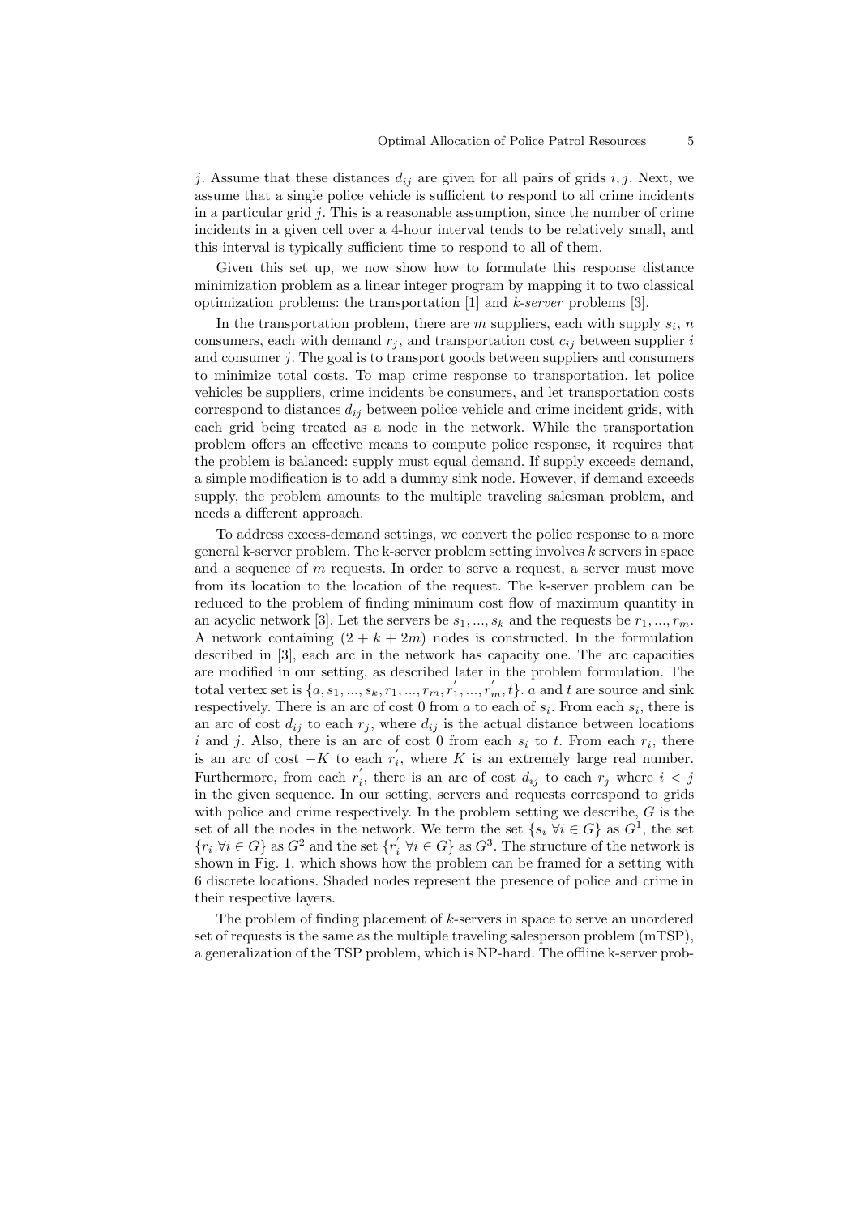$j$. Assume that these distances $d_{ij}$ are given for all pairs of grids $i, j$. Next, we assume that a single police vehicle is sufficient to respond to all crime incidents in a particular grid $j$. This is a reasonable assumption, since the number of crime incidents in a given cell over a 4-hour interval tends to be relatively small, and this interval is typically sufficient time to respond to all of them.

Given this set up, we now show how to formulate this response distance minimization problem as a linear integer program by mapping it to two classical optimization problems: the transportation [1] and *k-server* problems [3].

In the transportation problem, there are $m$ suppliers, each with supply $s_i$, $n$ consumers, each with demand $r_j$, and transportation cost $c_{ij}$ between supplier $i$ and consumer $j$. The goal is to transport goods between suppliers and consumers to minimize total costs. To map crime response to transportation, let police vehicles be suppliers, crime incidents be consumers, and let transportation costs correspond to distances $d_{ij}$ between police vehicle and crime incident grids, with each grid being treated as a node in the network. While the transportation problem offers an effective means to compute police response, it requires that the problem is balanced: supply must equal demand. If supply exceeds demand, a simple modification is to add a dummy sink node. However, if demand exceeds supply, the problem amounts to the multiple traveling salesman problem, and needs a different approach.

To address excess-demand settings, we convert the police response to a more general k-server problem. The k-server problem setting involves $k$ servers in space and a sequence of $m$ requests. In order to serve a request, a server must move from its location to the location of the request. The k-server problem can be reduced to the problem of finding minimum cost flow of maximum quantity in an acyclic network [3]. Let the servers be $s_1, ..., s_k$ and the requests be $r_1, ..., r_m$. A network containing $(2 + k + 2m)$ nodes is constructed. In the formulation described in [3], each arc in the network has capacity one. The arc capacities are modified in our setting, as described later in the problem formulation. The total vertex set is $\{a, s_1, ..., s_k, r_1, ..., r_m, r_1^{'}, ..., r_m^{'}, t\}$. $a$ and $t$ are source and sink respectively. There is an arc of cost 0 from $a$ to each of $s_i$. From each $s_i$, there is an arc of cost $d_{ij}$ to each $r_j$, where $d_{ij}$ is the actual distance between locations $i$ and $j$. Also, there is an arc of cost 0 from each $s_i$ to $t$. From each $r_i$, there is an arc of cost $-K$ to each $r_i^{'}$, where $K$ is an extremely large real number. Furthermore, from each $r_i^{'}$, there is an arc of cost $d_{ij}$ to each $r_j$ where $i < j$ in the given sequence. In our setting, servers and requests correspond to grids with police and crime respectively. In the problem setting we describe, $G$ is the set of all the nodes in the network. We term the set $\{s_i \ \forall i \in G\}$ as $G^1$, the set $\{r_i \ \forall i \in G\}$ as $G^2$ and the set $\{r_i^{'} \ \forall i \in G\}$ as $G^3$. The structure of the network is shown in Fig. 1, which shows how the problem can be framed for a setting with 6 discrete locations. Shaded nodes represent the presence of police and crime in their respective layers.

The problem of finding placement of $k$-servers in space to serve an unordered set of requests is the same as the multiple traveling salesperson problem (mTSP), a generalization of the TSP problem, which is NP-hard. The offline k-server prob-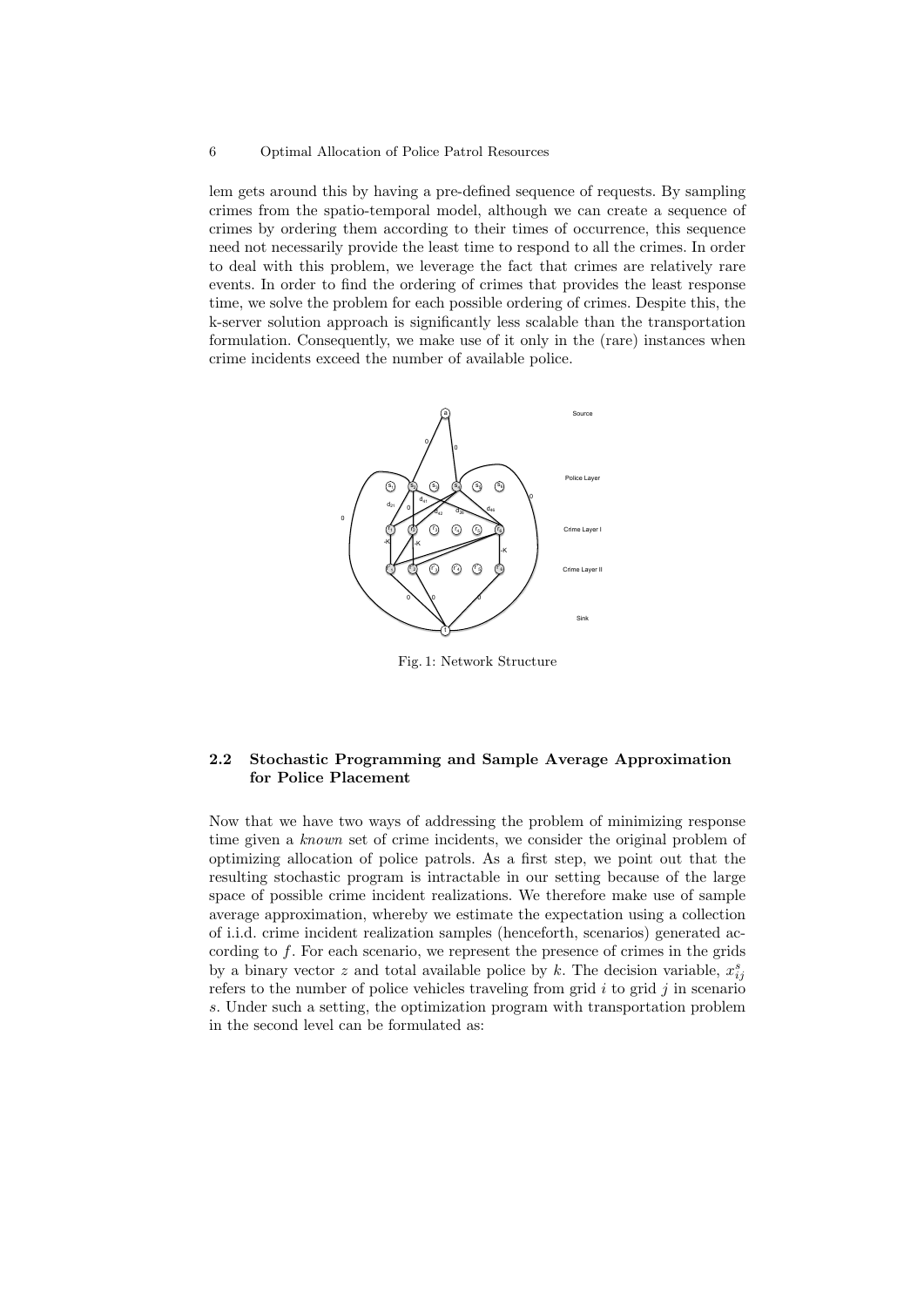lem gets around this by having a pre-defined sequence of requests. By sampling crimes from the spatio-temporal model, although we can create a sequence of crimes by ordering them according to their times of occurrence, this sequence need not necessarily provide the least time to respond to all the crimes. In order to deal with this problem, we leverage the fact that crimes are relatively rare events. In order to find the ordering of crimes that provides the least response time, we solve the problem for each possible ordering of crimes. Despite this, the k-server solution approach is significantly less scalable than the transportation formulation. Consequently, we make use of it only in the (rare) instances when crime incidents exceed the number of available police.

Fig. 1: Network Structure

### 2.2 Stochastic Programming and Sample Average Approximation for Police Placement

Now that we have two ways of addressing the problem of minimizing response time given a *known* set of crime incidents, we consider the original problem of optimizing allocation of police patrols. As a first step, we point out that the resulting stochastic program is intractable in our setting because of the large space of possible crime incident realizations. We therefore make use of sample average approximation, whereby we estimate the expectation using a collection of i.i.d. crime incident realization samples (henceforth, scenarios) generated according to $f$. For each scenario, we represent the presence of crimes in the grids by a binary vector $z$ and total available police by $k$. The decision variable, $x_{ij}^{s}$ refers to the number of police vehicles traveling from grid $i$ to grid $j$ in scenario $s$. Under such a setting, the optimization program with transportation problem in the second level can be formulated as: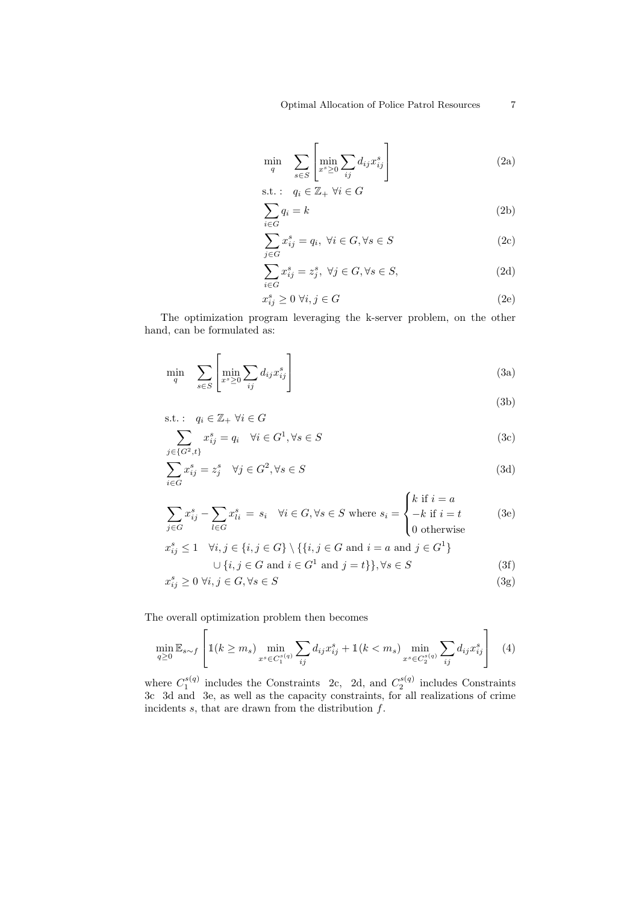$$
\begin{aligned}
\min_{q} \quad & \sum_{s \in S} \left[ \min_{x^s \geq 0} \sum_{ij} d_{ij} x^s_{ij} \right] && \text{(2a)} \\
\text{s.t.:} \quad & q_i \in \mathbb{Z}_+ \ \forall i \in G \\
& \sum_{i \in G} q_i = k && \text{(2b)} \\
& \sum_{j \in G} x^s_{ij} = q_i, \ \forall i \in G, \forall s \in S && \text{(2c)} \\
& \sum_{i \in G} x^s_{ij} = z^s_j, \ \forall j \in G, \forall s \in S, && \text{(2d)} \\
& x^s_{ij} \geq 0 \ \forall i, j \in G && \text{(2e)}
\end{aligned}
$$

The optimization program leveraging the k-server problem, on the other hand, can be formulated as:

$$
\begin{aligned}
\min_{q} \quad & \sum_{s \in S} \left[ \min_{x^s \geq 0} \sum_{ij} d_{ij} x^s_{ij} \right] && \text{(3a)} \\
& && \text{(3b)} \\
\text{s.t.:} \quad & q_i \in \mathbb{Z}_+ \ \forall i \in G \\
& \sum_{j \in \{G^2, t\}} x^s_{ij} = q_i \quad \forall i \in G^1, \forall s \in S && \text{(3c)} \\
& \sum_{i \in G} x^s_{ij} = z^s_j \quad \forall j \in G^2, \forall s \in S && \text{(3d)} \\
& \sum_{j \in G} x^s_{ij} - \sum_{l \in G} x^s_{li} \ = \ s_i \quad \forall i \in G, \forall s \in S \text{ where } s_i = \begin{cases} k \text{ if } i = a \\ -k \text{ if } i = t \\ 0 \text{ otherwise} \end{cases} && \text{(3e)} \\
& x^s_{ij} \leq 1 \quad \forall i, j \in \{i, j \in G\} \setminus \{\{i, j \in G \text{ and } i = a \text{ and } j \in G^1\} \\
& \qquad \cup \{i, j \in G \text{ and } i \in G^1 \text{ and } j = t\}\}, \forall s \in S && \text{(3f)} \\
& x^s_{ij} \geq 0 \ \forall i, j \in G, \forall s \in S && \text{(3g)}
\end{aligned}
$$

The overall optimization problem then becomes

$$
\min_{q \geq 0} \mathbb{E}_{s \sim f} \left[ \mathbb{1}(k \geq m_s) \min_{x^s \in C_1^{s(q)}} \sum_{ij} d_{ij} x^s_{ij} + \mathbb{1}(k < m_s) \min_{x^s \in C_2^{s(q)}} \sum_{ij} d_{ij} x^s_{ij} \right] \quad (4)
$$

where $C_1^{s(q)}$ includes the Constraints 2c, 2d, and $C_2^{s(q)}$ includes Constraints 3c 3d and 3e, as well as the capacity constraints, for all realizations of crime incidents $s$, that are drawn from the distribution $f$.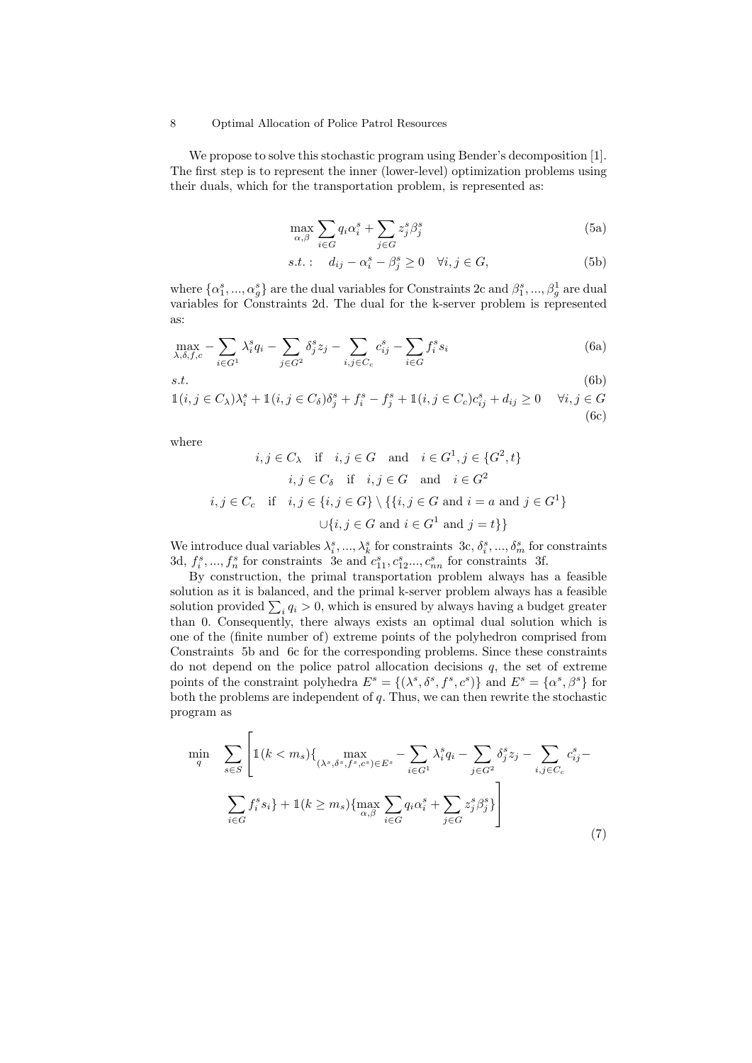We propose to solve this stochastic program using Bender's decomposition [1]. The first step is to represent the inner (lower-level) optimization problems using their duals, which for the transportation problem, is represented as:

$$\max_{\alpha,\beta} \sum_{i\in G} q_i \alpha_i^s + \sum_{j\in G} z_j^s \beta_j^s \tag{5a}$$

$$s.t.: \quad d_{ij} - \alpha_i^s - \beta_j^s \geq 0 \quad \forall i, j \in G, \tag{5b}$$

where $\{\alpha_1^s, ..., \alpha_g^s\}$ are the dual variables for Constraints 2c and $\beta_1^s, ..., \beta_g^1$ are dual variables for Constraints 2d. The dual for the k-server problem is represented as:

$$\max_{\lambda,\delta,f,c} -\sum_{i\in G^1} \lambda_i^s q_i - \sum_{j\in G^2} \delta_j^s z_j - \sum_{i,j\in C_c} c_{ij}^s - \sum_{i\in G} f_i^s s_i \tag{6a}$$

$$s.t. \tag{6b}$$

$$\mathbb{1}(i,j \in C_\lambda)\lambda_i^s + \mathbb{1}(i,j \in C_\delta)\delta_j^s + f_i^s - f_j^s + \mathbb{1}(i,j \in C_c)c_{ij}^s + d_{ij} \geq 0 \quad \forall i,j \in G \tag{6c}$$

where

$$i,j \in C_\lambda \quad \text{if} \quad i,j \in G \quad \text{and} \quad i \in G^1, j \in \{G^2, t\}$$

$$i,j \in C_\delta \quad \text{if} \quad i,j \in G \quad \text{and} \quad i \in G^2$$

$$i,j \in C_c \quad \text{if} \quad i,j \in \{i,j \in G\} \setminus \{\{i,j \in G \text{ and } i = a \text{ and } j \in G^1\}$$

$$\cup\{i,j \in G \text{ and } i \in G^1 \text{ and } j = t\}\}$$

We introduce dual variables $\lambda_i^s, ..., \lambda_k^s$ for constraints 3c, $\delta_i^s, ..., \delta_m^s$ for constraints 3d, $f_i^s, ..., f_n^s$ for constraints 3e and $c_{11}^s, c_{12}^s..., c_{nn}^s$ for constraints 3f.

By construction, the primal transportation problem always has a feasible solution as it is balanced, and the primal k-server problem always has a feasible solution provided $\sum_i q_i > 0$, which is ensured by always having a budget greater than 0. Consequently, there always exists an optimal dual solution which is one of the (finite number of) extreme points of the polyhedron comprised from Constraints 5b and 6c for the corresponding problems. Since these constraints do not depend on the police patrol allocation decisions $q$, the set of extreme points of the constraint polyhedra $E^s = \{(\lambda^s, \delta^s, f^s, c^s)\}$ and $E^s = \{\alpha^s, \beta^s\}$ for both the problems are independent of $q$. Thus, we can then rewrite the stochastic program as

$$\min_q \quad \sum_{s\in S} \Bigg[ \mathbb{1}(k < m_s)\{\max_{(\lambda^s,\delta^s,f^s,c^s)\in E^s} -\sum_{i\in G^1} \lambda_i^s q_i - \sum_{j\in G^2} \delta_j^s z_j - \sum_{i,j\in C_c} c_{ij}^s - \sum_{i\in G} f_i^s s_i\} + \mathbb{1}(k \geq m_s)\{\max_{\alpha,\beta} \sum_{i\in G} q_i \alpha_i^s + \sum_{j\in G} z_j^s \beta_j^s\} \Bigg] \tag{7}$$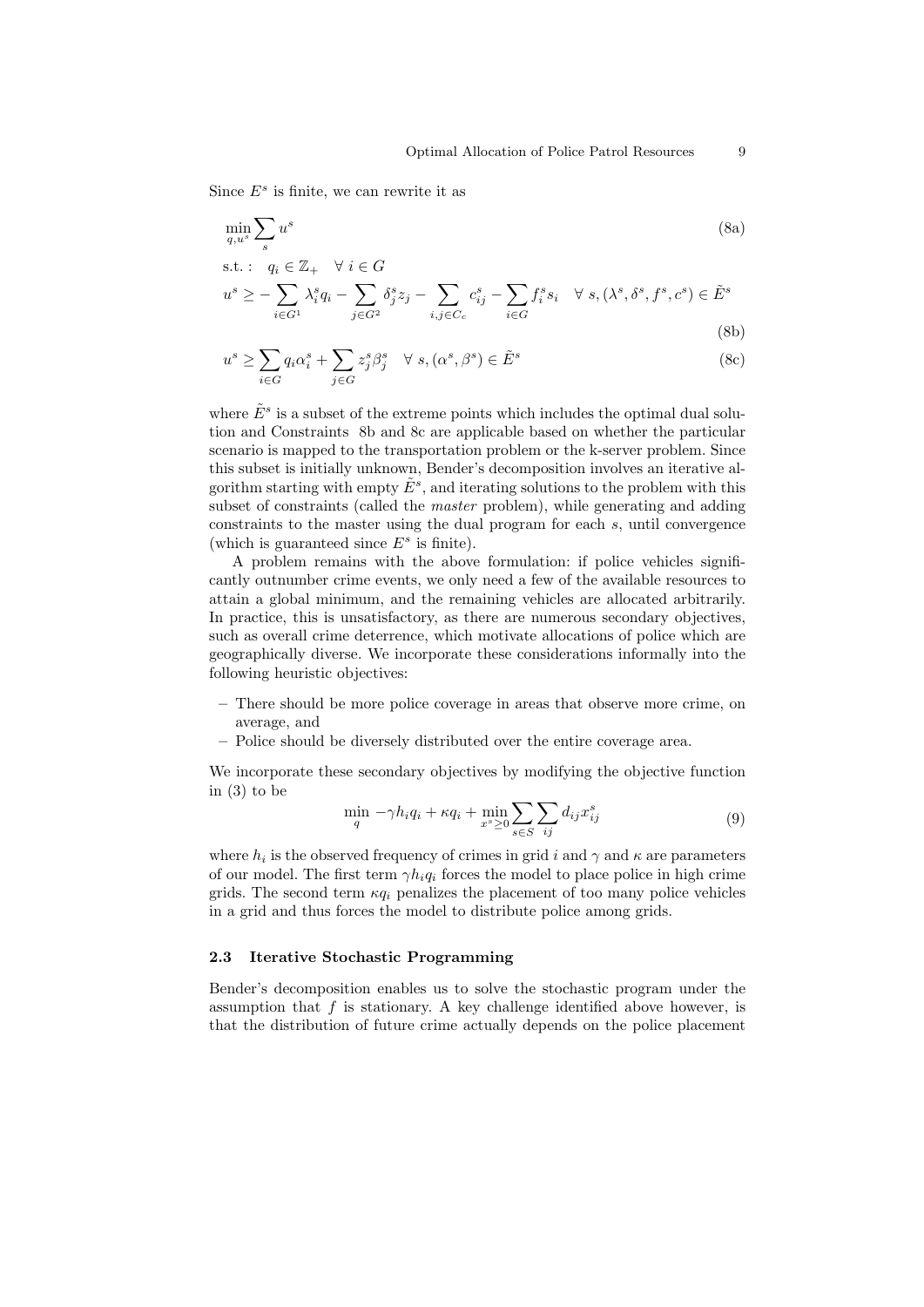Since $E^s$ is finite, we can rewrite it as

$$\min_{q,u^s} \sum_s u^s \tag{8a}$$

$$\text{s.t.}: \quad q_i \in \mathbb{Z}_+ \quad \forall\, i \in G$$

$$u^s \geq -\sum_{i \in G^1} \lambda_i^s q_i - \sum_{j \in G^2} \delta_j^s z_j - \sum_{i,j \in C_c} c_{ij}^s - \sum_{i \in G} f_i^s s_i \quad \forall\, s, (\lambda^s, \delta^s, f^s, c^s) \in \tilde{E}^s \tag{8b}$$

$$u^s \geq \sum_{i \in G} q_i \alpha_i^s + \sum_{j \in G} z_j^s \beta_j^s \quad \forall\, s, (\alpha^s, \beta^s) \in \tilde{E}^s \tag{8c}$$

where $\tilde{E}^s$ is a subset of the extreme points which includes the optimal dual solution and Constraints 8b and 8c are applicable based on whether the particular scenario is mapped to the transportation problem or the k-server problem. Since this subset is initially unknown, Bender's decomposition involves an iterative algorithm starting with empty $\tilde{E}^s$, and iterating solutions to the problem with this subset of constraints (called the *master* problem), while generating and adding constraints to the master using the dual program for each $s$, until convergence (which is guaranteed since $E^s$ is finite).

A problem remains with the above formulation: if police vehicles significantly outnumber crime events, we only need a few of the available resources to attain a global minimum, and the remaining vehicles are allocated arbitrarily. In practice, this is unsatisfactory, as there are numerous secondary objectives, such as overall crime deterrence, which motivate allocations of police which are geographically diverse. We incorporate these considerations informally into the following heuristic objectives:

- There should be more police coverage in areas that observe more crime, on average, and
- Police should be diversely distributed over the entire coverage area.

We incorporate these secondary objectives by modifying the objective function in (3) to be

$$\min_q \ -\gamma h_i q_i + \kappa q_i + \min_{x^s \geq 0} \sum_{s \in S} \sum_{ij} d_{ij} x_{ij}^s \tag{9}$$

where $h_i$ is the observed frequency of crimes in grid $i$ and $\gamma$ and $\kappa$ are parameters of our model. The first term $\gamma h_i q_i$ forces the model to place police in high crime grids. The second term $\kappa q_i$ penalizes the placement of too many police vehicles in a grid and thus forces the model to distribute police among grids.

### 2.3 Iterative Stochastic Programming

Bender's decomposition enables us to solve the stochastic program under the assumption that $f$ is stationary. A key challenge identified above however, is that the distribution of future crime actually depends on the police placement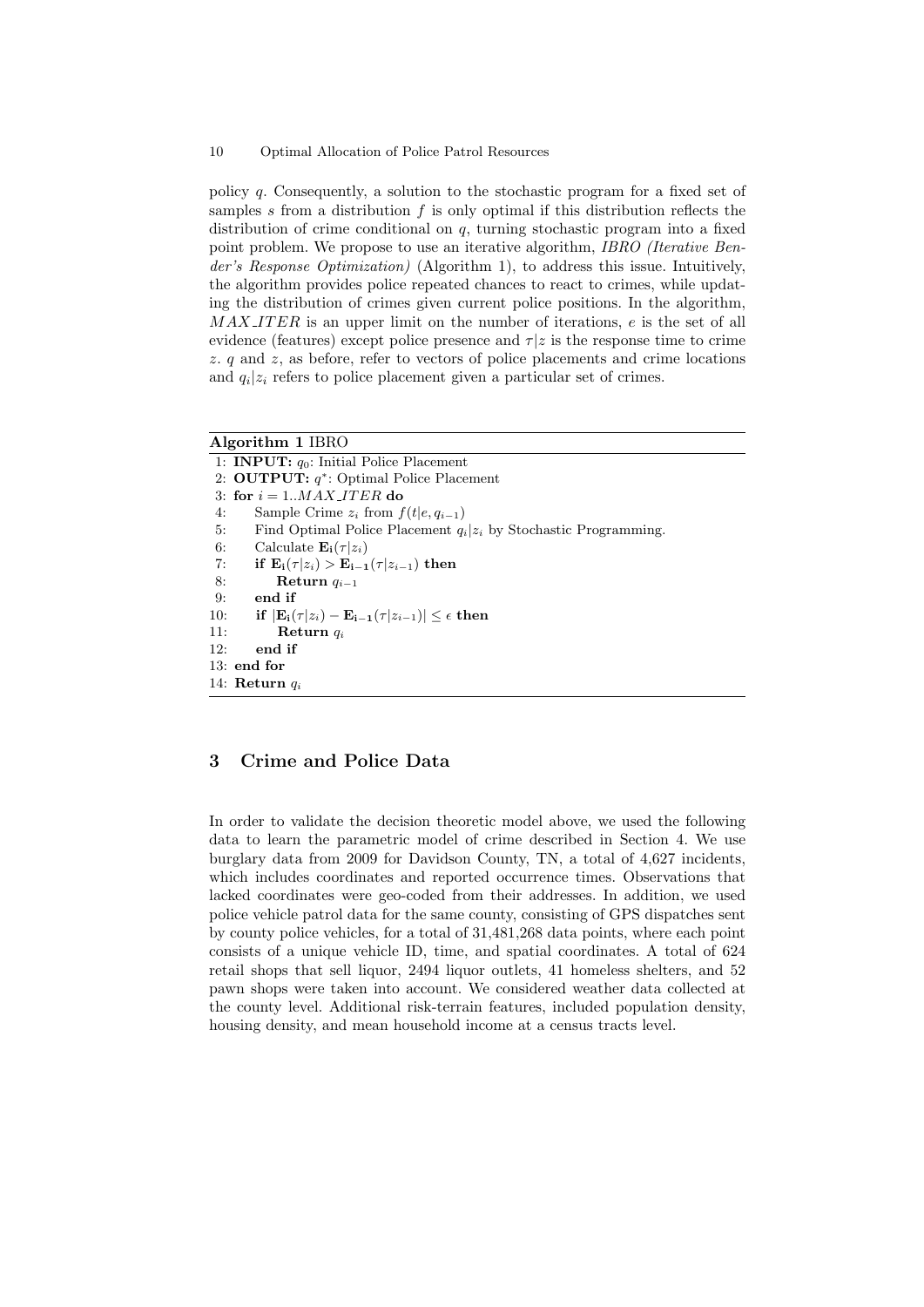policy $q$. Consequently, a solution to the stochastic program for a fixed set of samples $s$ from a distribution $f$ is only optimal if this distribution reflects the distribution of crime conditional on $q$, turning stochastic program into a fixed point problem. We propose to use an iterative algorithm, *IBRO (Iterative Bender's Response Optimization)* (Algorithm 1), to address this issue. Intuitively, the algorithm provides police repeated chances to react to crimes, while updating the distribution of crimes given current police positions. In the algorithm, $MAX\_ITER$ is an upper limit on the number of iterations, $e$ is the set of all evidence (features) except police presence and $\tau|z$ is the response time to crime $z$. $q$ and $z$, as before, refer to vectors of police placements and crime locations and $q_i|z_i$ refers to police placement given a particular set of crimes.

**Algorithm 1** IBRO

```
1: INPUT: q_0: Initial Police Placement
2: OUTPUT: q*: Optimal Police Placement
3: for i = 1..MAX_ITER do
4:     Sample Crime z_i from f(t|e, q_{i-1})
5:     Find Optimal Police Placement q_i|z_i by Stochastic Programming.
6:     Calculate E_i(τ|z_i)
7:     if E_i(τ|z_i) > E_{i-1}(τ|z_{i-1}) then
8:         Return q_{i-1}
9:     end if
10:    if |E_i(τ|z_i) - E_{i-1}(τ|z_{i-1})| ≤ ε then
11:        Return q_i
12:    end if
13: end for
14: Return q_i
```

## 3 Crime and Police Data

In order to validate the decision theoretic model above, we used the following data to learn the parametric model of crime described in Section 4. We use burglary data from 2009 for Davidson County, TN, a total of 4,627 incidents, which includes coordinates and reported occurrence times. Observations that lacked coordinates were geo-coded from their addresses. In addition, we used police vehicle patrol data for the same county, consisting of GPS dispatches sent by county police vehicles, for a total of 31,481,268 data points, where each point consists of a unique vehicle ID, time, and spatial coordinates. A total of 624 retail shops that sell liquor, 2494 liquor outlets, 41 homeless shelters, and 52 pawn shops were taken into account. We considered weather data collected at the county level. Additional risk-terrain features, included population density, housing density, and mean household income at a census tracts level.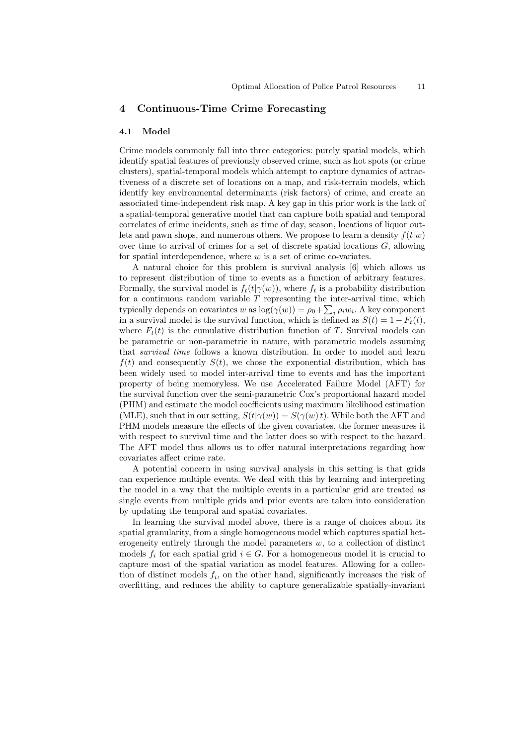## 4 Continuous-Time Crime Forecasting

### 4.1 Model

Crime models commonly fall into three categories: purely spatial models, which identify spatial features of previously observed crime, such as hot spots (or crime clusters), spatial-temporal models which attempt to capture dynamics of attractiveness of a discrete set of locations on a map, and risk-terrain models, which identify key environmental determinants (risk factors) of crime, and create an associated time-independent risk map. A key gap in this prior work is the lack of a spatial-temporal generative model that can capture both spatial and temporal correlates of crime incidents, such as time of day, season, locations of liquor outlets and pawn shops, and numerous others. We propose to learn a density $f(t|w)$ over time to arrival of crimes for a set of discrete spatial locations $G$, allowing for spatial interdependence, where $w$ is a set of crime co-variates.

A natural choice for this problem is survival analysis [6] which allows us to represent distribution of time to events as a function of arbitrary features. Formally, the survival model is $f_t(t|\gamma(w))$, where $f_t$ is a probability distribution for a continuous random variable $T$ representing the inter-arrival time, which typically depends on covariates $w$ as $\log(\gamma(w)) = \rho_0 + \sum_i \rho_i w_i$. A key component in a survival model is the survival function, which is defined as $S(t) = 1 - F_t(t)$, where $F_t(t)$ is the cumulative distribution function of $T$. Survival models can be parametric or non-parametric in nature, with parametric models assuming that *survival time* follows a known distribution. In order to model and learn $f(t)$ and consequently $S(t)$, we chose the exponential distribution, which has been widely used to model inter-arrival time to events and has the important property of being memoryless. We use Accelerated Failure Model (AFT) for the survival function over the semi-parametric Cox's proportional hazard model (PHM) and estimate the model coefficients using maximum likelihood estimation (MLE), such that in our setting, $S(t|\gamma(w)) = S(\gamma(w)\, t)$. While both the AFT and PHM models measure the effects of the given covariates, the former measures it with respect to survival time and the latter does so with respect to the hazard. The AFT model thus allows us to offer natural interpretations regarding how covariates affect crime rate.

A potential concern in using survival analysis in this setting is that grids can experience multiple events. We deal with this by learning and interpreting the model in a way that the multiple events in a particular grid are treated as single events from multiple grids and prior events are taken into consideration by updating the temporal and spatial covariates.

In learning the survival model above, there is a range of choices about its spatial granularity, from a single homogeneous model which captures spatial heterogeneity entirely through the model parameters $w$, to a collection of distinct models $f_i$ for each spatial grid $i \in G$. For a homogeneous model it is crucial to capture most of the spatial variation as model features. Allowing for a collection of distinct models $f_i$, on the other hand, significantly increases the risk of overfitting, and reduces the ability to capture generalizable spatially-invariant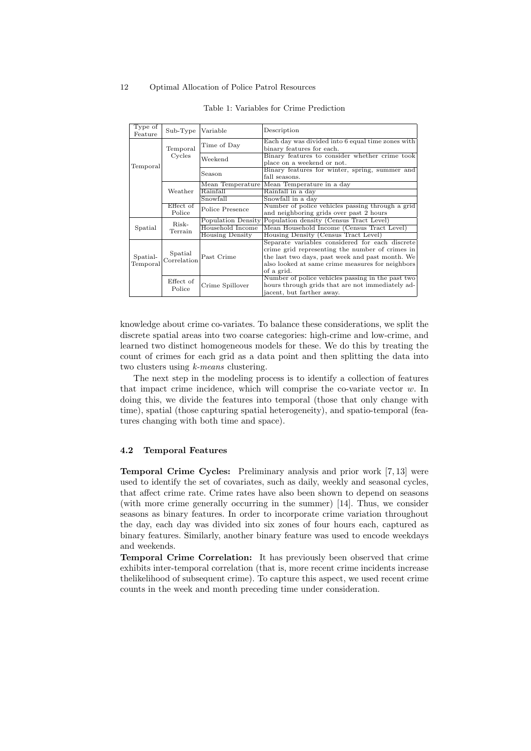Table 1: Variables for Crime Prediction

| Type of Feature | Sub-Type | Variable | Description |
|---|---|---|---|
| Temporal | Temporal Cycles | Time of Day | Each day was divided into 6 equal time zones with binary features for each. |
| | | Weekend | Binary features to consider whether crime took place on a weekend or not. |
| | | Season | Binary features for winter, spring, summer and fall seasons. |
| | Weather | Mean Temperature | Mean Temperature in a day |
| | | Rainfall | Rainfall in a day |
| | | Snowfall | Snowfall in a day |
| | Effect of Police | Police Presence | Number of police vehicles passing through a grid and neighboring grids over past 2 hours |
| Spatial | Risk-Terrain | Population Density | Population density (Census Tract Level) |
| | | Household Income | Mean Household Income (Census Tract Level) |
| | | Housing Density | Housing Density (Census Tract Level) |
| Spatial-Temporal | Spatial Correlation | Past Crime | Separate variables considered for each discrete crime grid representing the number of crimes in the last two days, past week and past month. We also looked at same crime measures for neighbors of a grid. |
| | Effect of Police | Crime Spillover | Number of police vehicles passing in the past two hours through grids that are not immediately adjacent, but farther away. |

knowledge about crime co-variates. To balance these considerations, we split the discrete spatial areas into two coarse categories: high-crime and low-crime, and learned two distinct homogeneous models for these. We do this by treating the count of crimes for each grid as a data point and then splitting the data into two clusters using *k-means* clustering.

The next step in the modeling process is to identify a collection of features that impact crime incidence, which will comprise the co-variate vector $w$. In doing this, we divide the features into temporal (those that only change with time), spatial (those capturing spatial heterogeneity), and spatio-temporal (features changing with both time and space).

### 4.2 Temporal Features

**Temporal Crime Cycles:** Preliminary analysis and prior work [7, 13] were used to identify the set of covariates, such as daily, weekly and seasonal cycles, that affect crime rate. Crime rates have also been shown to depend on seasons (with more crime generally occurring in the summer) [14]. Thus, we consider seasons as binary features. In order to incorporate crime variation throughout the day, each day was divided into six zones of four hours each, captured as binary features. Similarly, another binary feature was used to encode weekdays and weekends.

**Temporal Crime Correlation:** It has previously been observed that crime exhibits inter-temporal correlation (that is, more recent crime incidents increase thelikelihood of subsequent crime). To capture this aspect, we used recent crime counts in the week and month preceding time under consideration.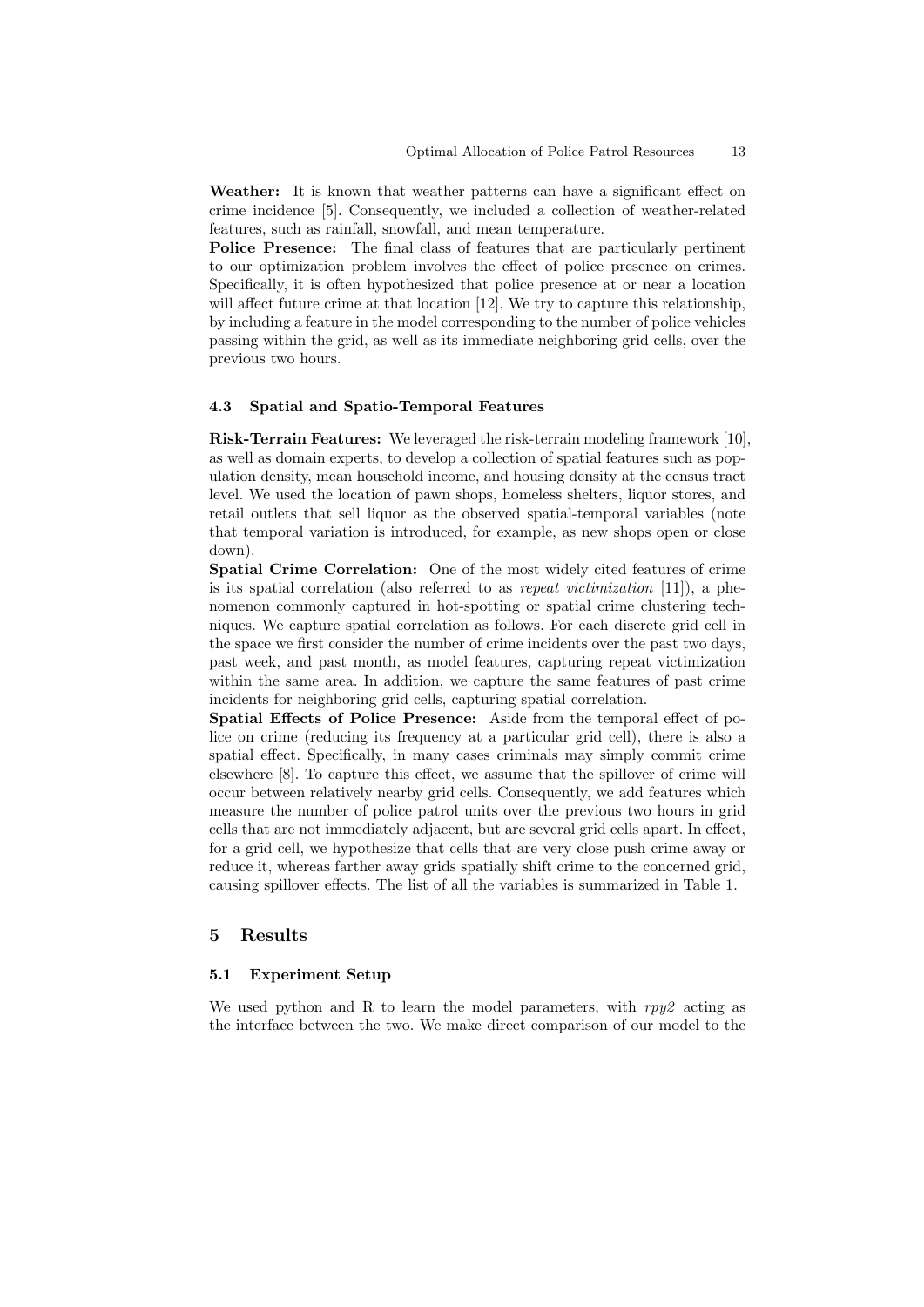**Weather:** It is known that weather patterns can have a significant effect on crime incidence [5]. Consequently, we included a collection of weather-related features, such as rainfall, snowfall, and mean temperature.

**Police Presence:** The final class of features that are particularly pertinent to our optimization problem involves the effect of police presence on crimes. Specifically, it is often hypothesized that police presence at or near a location will affect future crime at that location [12]. We try to capture this relationship, by including a feature in the model corresponding to the number of police vehicles passing within the grid, as well as its immediate neighboring grid cells, over the previous two hours.

### 4.3 Spatial and Spatio-Temporal Features

**Risk-Terrain Features:** We leveraged the risk-terrain modeling framework [10], as well as domain experts, to develop a collection of spatial features such as population density, mean household income, and housing density at the census tract level. We used the location of pawn shops, homeless shelters, liquor stores, and retail outlets that sell liquor as the observed spatial-temporal variables (note that temporal variation is introduced, for example, as new shops open or close down).

**Spatial Crime Correlation:** One of the most widely cited features of crime is its spatial correlation (also referred to as *repeat victimization* [11]), a phenomenon commonly captured in hot-spotting or spatial crime clustering techniques. We capture spatial correlation as follows. For each discrete grid cell in the space we first consider the number of crime incidents over the past two days, past week, and past month, as model features, capturing repeat victimization within the same area. In addition, we capture the same features of past crime incidents for neighboring grid cells, capturing spatial correlation.

**Spatial Effects of Police Presence:** Aside from the temporal effect of police on crime (reducing its frequency at a particular grid cell), there is also a spatial effect. Specifically, in many cases criminals may simply commit crime elsewhere [8]. To capture this effect, we assume that the spillover of crime will occur between relatively nearby grid cells. Consequently, we add features which measure the number of police patrol units over the previous two hours in grid cells that are not immediately adjacent, but are several grid cells apart. In effect, for a grid cell, we hypothesize that cells that are very close push crime away or reduce it, whereas farther away grids spatially shift crime to the concerned grid, causing spillover effects. The list of all the variables is summarized in Table 1.

## 5 Results

### 5.1 Experiment Setup

We used python and R to learn the model parameters, with *rpy2* acting as the interface between the two. We make direct comparison of our model to the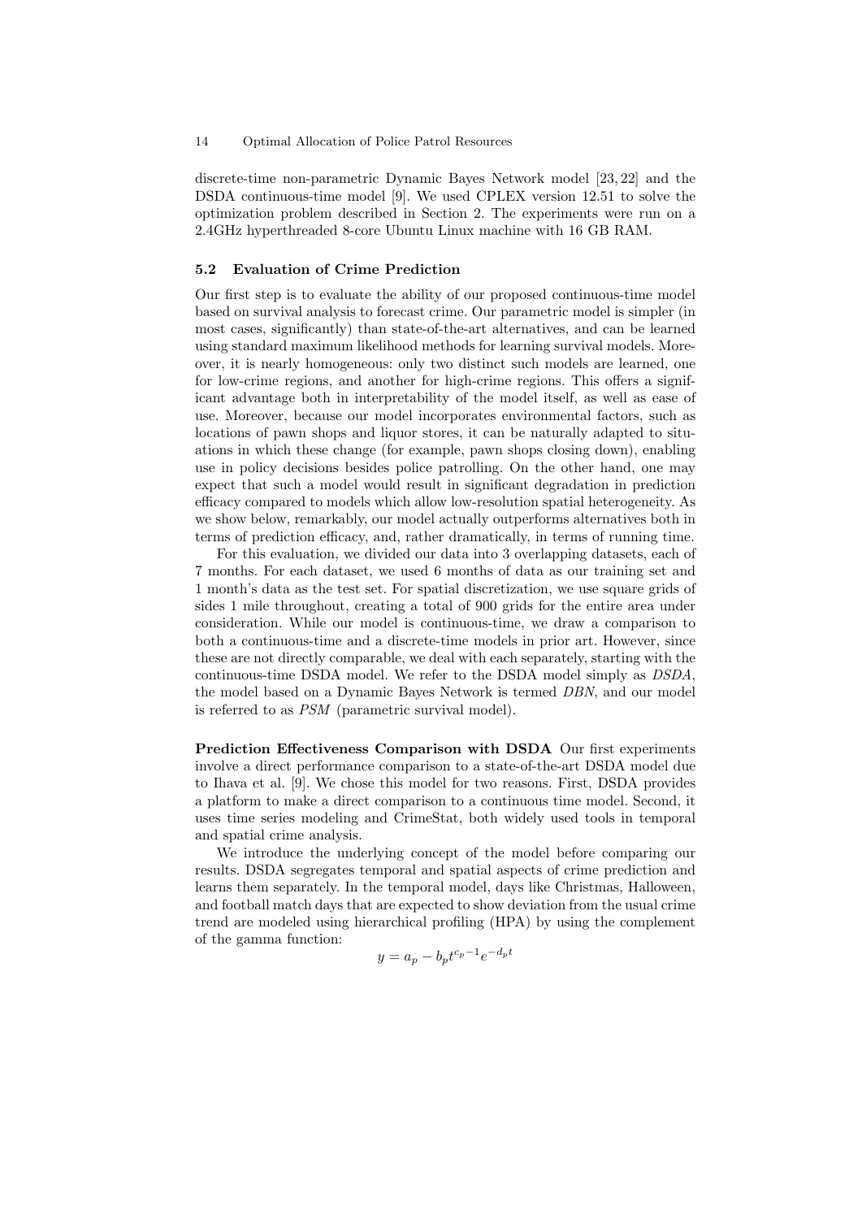discrete-time non-parametric Dynamic Bayes Network model [23, 22] and the DSDA continuous-time model [9]. We used CPLEX version 12.51 to solve the optimization problem described in Section 2. The experiments were run on a 2.4GHz hyperthreaded 8-core Ubuntu Linux machine with 16 GB RAM.

### 5.2 Evaluation of Crime Prediction

Our first step is to evaluate the ability of our proposed continuous-time model based on survival analysis to forecast crime. Our parametric model is simpler (in most cases, significantly) than state-of-the-art alternatives, and can be learned using standard maximum likelihood methods for learning survival models. Moreover, it is nearly homogeneous: only two distinct such models are learned, one for low-crime regions, and another for high-crime regions. This offers a significant advantage both in interpretability of the model itself, as well as ease of use. Moreover, because our model incorporates environmental factors, such as locations of pawn shops and liquor stores, it can be naturally adapted to situations in which these change (for example, pawn shops closing down), enabling use in policy decisions besides police patrolling. On the other hand, one may expect that such a model would result in significant degradation in prediction efficacy compared to models which allow low-resolution spatial heterogeneity. As we show below, remarkably, our model actually outperforms alternatives both in terms of prediction efficacy, and, rather dramatically, in terms of running time.

For this evaluation, we divided our data into 3 overlapping datasets, each of 7 months. For each dataset, we used 6 months of data as our training set and 1 month's data as the test set. For spatial discretization, we use square grids of sides 1 mile throughout, creating a total of 900 grids for the entire area under consideration. While our model is continuous-time, we draw a comparison to both a continuous-time and a discrete-time models in prior art. However, since these are not directly comparable, we deal with each separately, starting with the continuous-time DSDA model. We refer to the DSDA model simply as *DSDA*, the model based on a Dynamic Bayes Network is termed *DBN*, and our model is referred to as *PSM* (parametric survival model).

**Prediction Effectiveness Comparison with DSDA** Our first experiments involve a direct performance comparison to a state-of-the-art DSDA model due to Ihava et al. [9]. We chose this model for two reasons. First, DSDA provides a platform to make a direct comparison to a continuous time model. Second, it uses time series modeling and CrimeStat, both widely used tools in temporal and spatial crime analysis.

We introduce the underlying concept of the model before comparing our results. DSDA segregates temporal and spatial aspects of crime prediction and learns them separately. In the temporal model, days like Christmas, Halloween, and football match days that are expected to show deviation from the usual crime trend are modeled using hierarchical profiling (HPA) by using the complement of the gamma function:

$$y = a_p - b_p t^{c_p - 1} e^{-d_p t}$$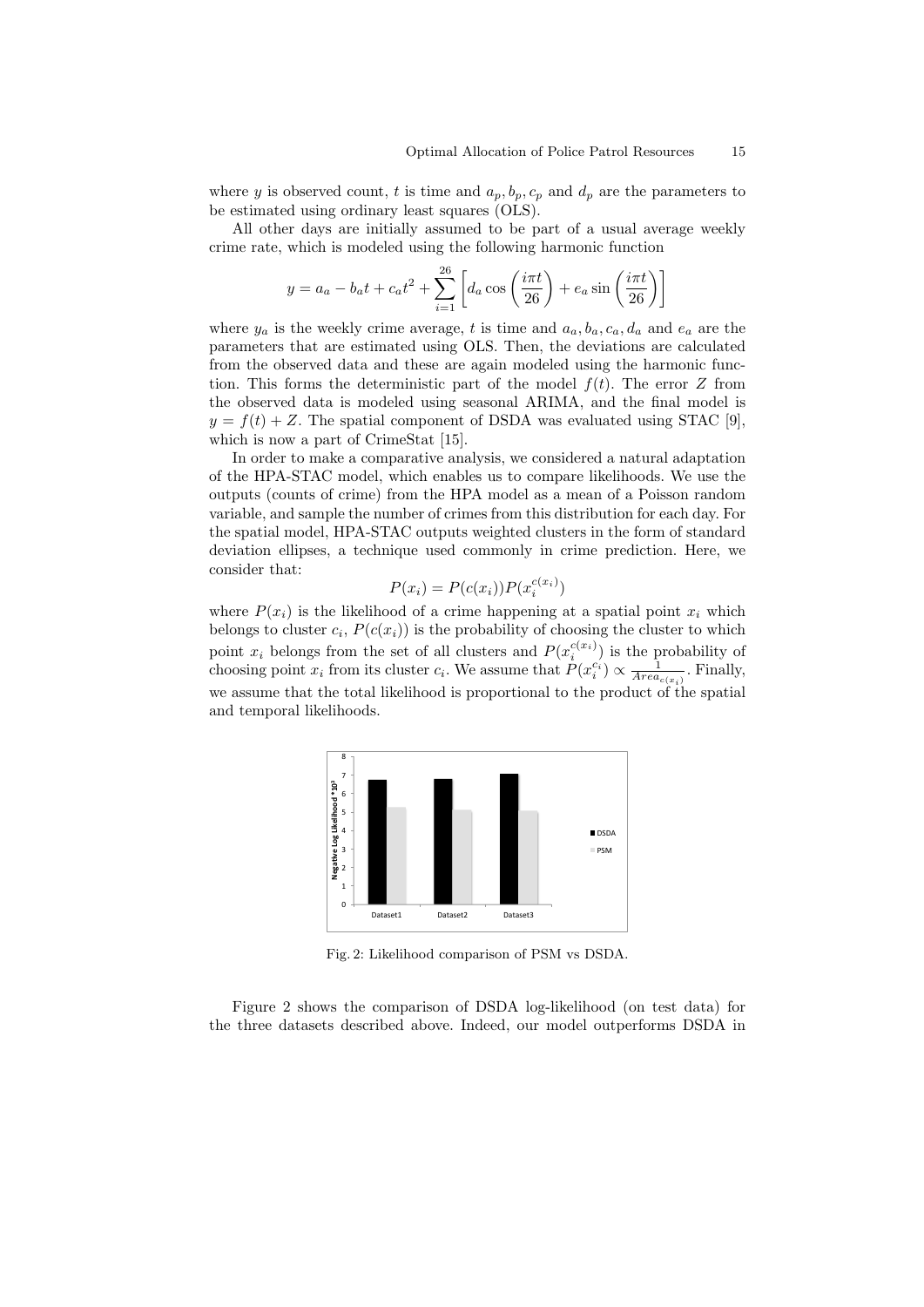where $y$ is observed count, $t$ is time and $a_p, b_p, c_p$ and $d_p$ are the parameters to be estimated using ordinary least squares (OLS).

All other days are initially assumed to be part of a usual average weekly crime rate, which is modeled using the following harmonic function

$$y = a_a - b_a t + c_a t^2 + \sum_{i=1}^{26} \left[ d_a \cos\left(\frac{i\pi t}{26}\right) + e_a \sin\left(\frac{i\pi t}{26}\right) \right]$$

where $y_a$ is the weekly crime average, $t$ is time and $a_a, b_a, c_a, d_a$ and $e_a$ are the parameters that are estimated using OLS. Then, the deviations are calculated from the observed data and these are again modeled using the harmonic function. This forms the deterministic part of the model $f(t)$. The error $Z$ from the observed data is modeled using seasonal ARIMA, and the final model is $y = f(t) + Z$. The spatial component of DSDA was evaluated using STAC [9], which is now a part of CrimeStat [15].

In order to make a comparative analysis, we considered a natural adaptation of the HPA-STAC model, which enables us to compare likelihoods. We use the outputs (counts of crime) from the HPA model as a mean of a Poisson random variable, and sample the number of crimes from this distribution for each day. For the spatial model, HPA-STAC outputs weighted clusters in the form of standard deviation ellipses, a technique used commonly in crime prediction. Here, we consider that:

$$P(x_i) = P(c(x_i))P(x_i^{c(x_i)})$$

where $P(x_i)$ is the likelihood of a crime happening at a spatial point $x_i$ which belongs to cluster $c_i$, $P(c(x_i))$ is the probability of choosing the cluster to which point $x_i$ belongs from the set of all clusters and $P(x_i^{c(x_i)})$ is the probability of choosing point $x_i$ from its cluster $c_i$. We assume that $P(x_i^{c_i}) \propto \frac{1}{Area_{c(x_i)}}$. Finally, we assume that the total likelihood is proportional to the product of the spatial and temporal likelihoods.

Fig. 2: Likelihood comparison of PSM vs DSDA.

Figure 2 shows the comparison of DSDA log-likelihood (on test data) for the three datasets described above. Indeed, our model outperforms DSDA in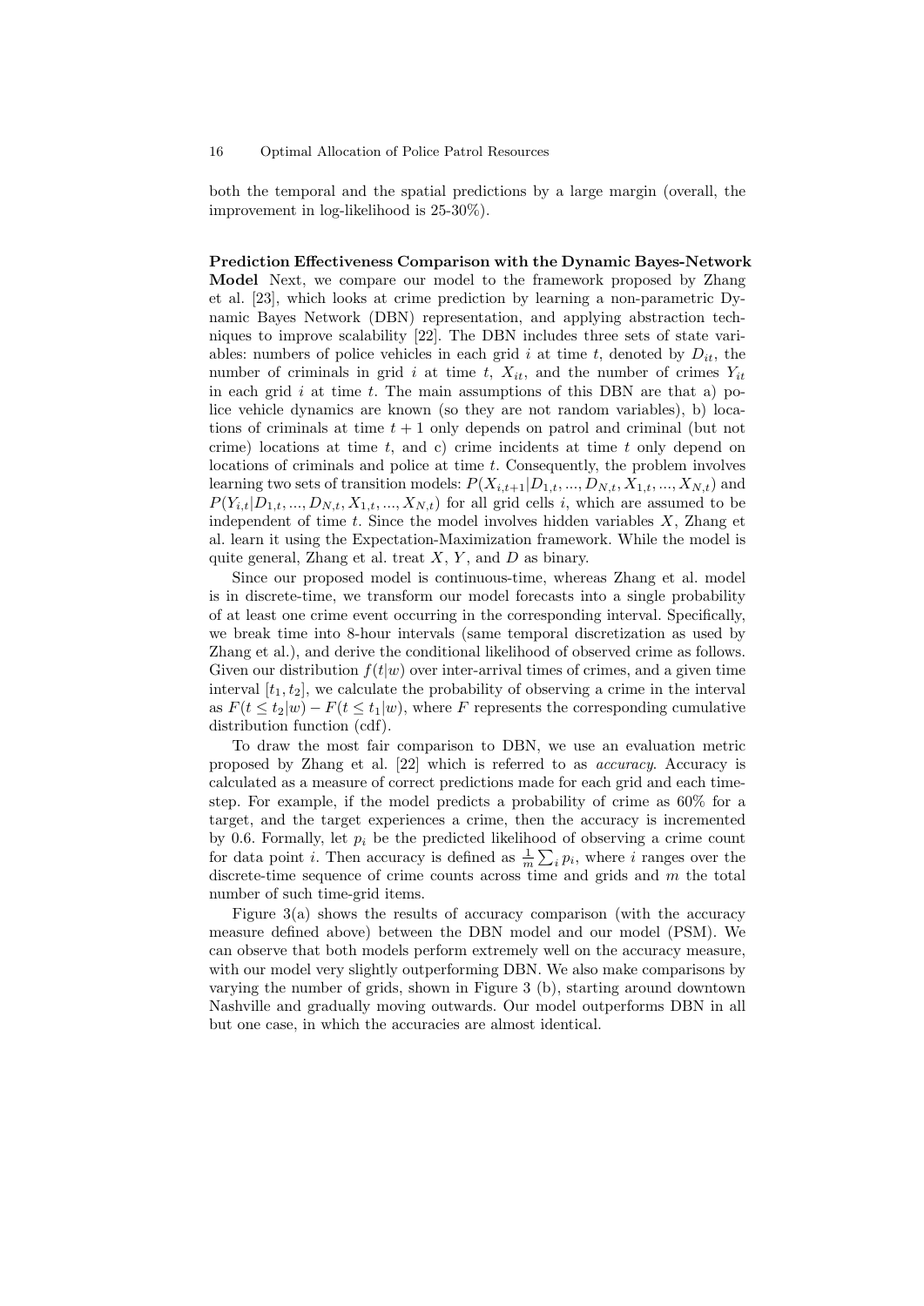both the temporal and the spatial predictions by a large margin (overall, the improvement in log-likelihood is 25-30%).

**Prediction Effectiveness Comparison with the Dynamic Bayes-Network Model** Next, we compare our model to the framework proposed by Zhang et al. [23], which looks at crime prediction by learning a non-parametric Dynamic Bayes Network (DBN) representation, and applying abstraction techniques to improve scalability [22]. The DBN includes three sets of state variables: numbers of police vehicles in each grid $i$ at time $t$, denoted by $D_{it}$, the number of criminals in grid $i$ at time $t$, $X_{it}$, and the number of crimes $Y_{it}$ in each grid $i$ at time $t$. The main assumptions of this DBN are that a) police vehicle dynamics are known (so they are not random variables), b) locations of criminals at time $t+1$ only depends on patrol and criminal (but not crime) locations at time $t$, and c) crime incidents at time $t$ only depend on locations of criminals and police at time $t$. Consequently, the problem involves learning two sets of transition models: $P(X_{i,t+1}|D_{1,t},...,D_{N,t},X_{1,t},...,X_{N,t})$ and $P(Y_{i,t}|D_{1,t},...,D_{N,t},X_{1,t},...,X_{N,t})$ for all grid cells $i$, which are assumed to be independent of time $t$. Since the model involves hidden variables $X$, Zhang et al. learn it using the Expectation-Maximization framework. While the model is quite general, Zhang et al. treat $X$, $Y$, and $D$ as binary.

Since our proposed model is continuous-time, whereas Zhang et al. model is in discrete-time, we transform our model forecasts into a single probability of at least one crime event occurring in the corresponding interval. Specifically, we break time into 8-hour intervals (same temporal discretization as used by Zhang et al.), and derive the conditional likelihood of observed crime as follows. Given our distribution $f(t|w)$ over inter-arrival times of crimes, and a given time interval $[t_1, t_2]$, we calculate the probability of observing a crime in the interval as $F(t \le t_2|w) - F(t \le t_1|w)$, where $F$ represents the corresponding cumulative distribution function (cdf).

To draw the most fair comparison to DBN, we use an evaluation metric proposed by Zhang et al. [22] which is referred to as *accuracy*. Accuracy is calculated as a measure of correct predictions made for each grid and each timestep. For example, if the model predicts a probability of crime as 60% for a target, and the target experiences a crime, then the accuracy is incremented by 0.6. Formally, let $p_i$ be the predicted likelihood of observing a crime count for data point $i$. Then accuracy is defined as $\frac{1}{m}\sum_i p_i$, where $i$ ranges over the discrete-time sequence of crime counts across time and grids and $m$ the total number of such time-grid items.

Figure 3(a) shows the results of accuracy comparison (with the accuracy measure defined above) between the DBN model and our model (PSM). We can observe that both models perform extremely well on the accuracy measure, with our model very slightly outperforming DBN. We also make comparisons by varying the number of grids, shown in Figure 3 (b), starting around downtown Nashville and gradually moving outwards. Our model outperforms DBN in all but one case, in which the accuracies are almost identical.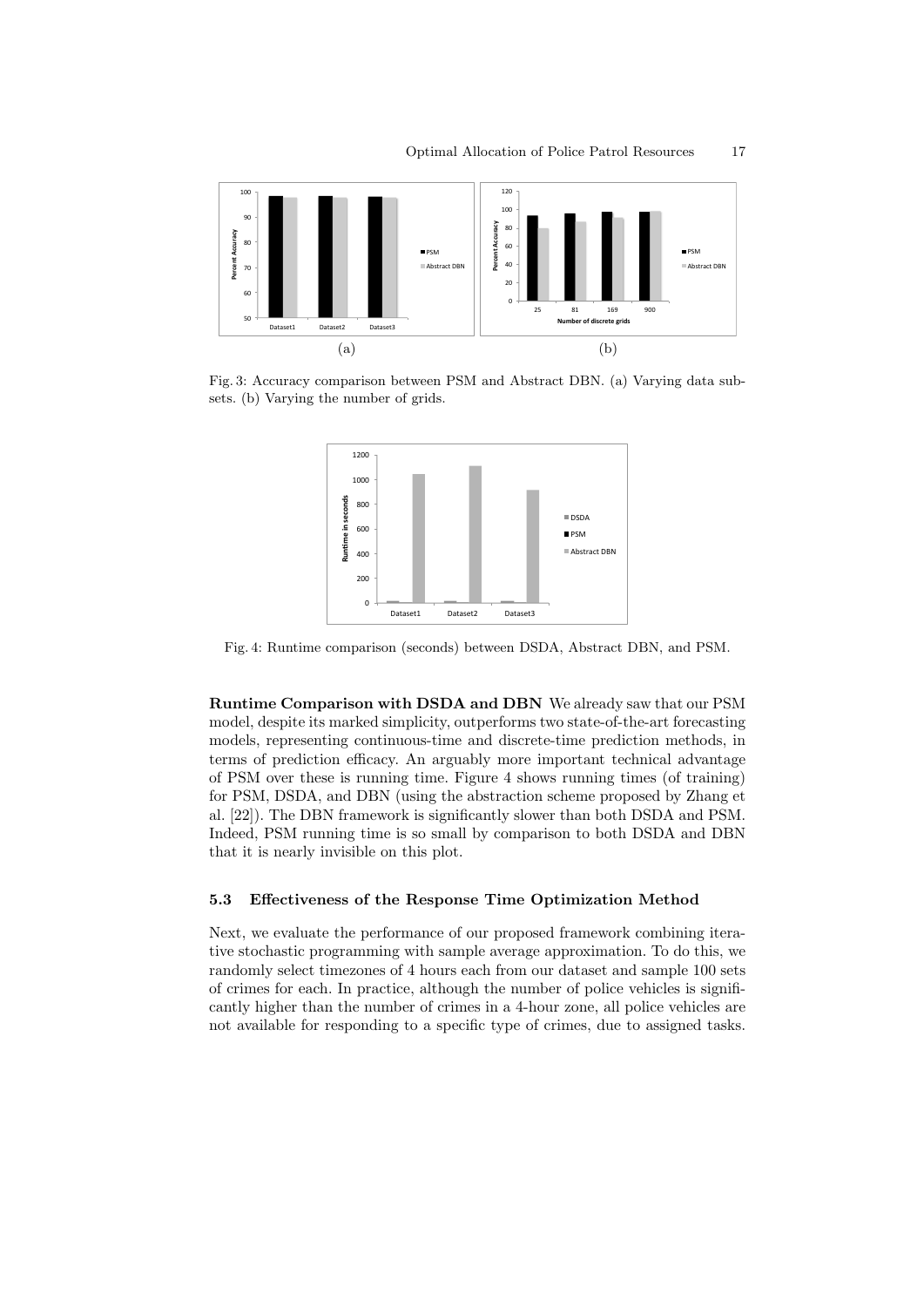Fig. 3: Accuracy comparison between PSM and Abstract DBN. (a) Varying data subsets. (b) Varying the number of grids.

Fig. 4: Runtime comparison (seconds) between DSDA, Abstract DBN, and PSM.

**Runtime Comparison with DSDA and DBN** We already saw that our PSM model, despite its marked simplicity, outperforms two state-of-the-art forecasting models, representing continuous-time and discrete-time prediction methods, in terms of prediction efficacy. An arguably more important technical advantage of PSM over these is running time. Figure 4 shows running times (of training) for PSM, DSDA, and DBN (using the abstraction scheme proposed by Zhang et al. [22]). The DBN framework is significantly slower than both DSDA and PSM. Indeed, PSM running time is so small by comparison to both DSDA and DBN that it is nearly invisible on this plot.

### 5.3 Effectiveness of the Response Time Optimization Method

Next, we evaluate the performance of our proposed framework combining iterative stochastic programming with sample average approximation. To do this, we randomly select timezones of 4 hours each from our dataset and sample 100 sets of crimes for each. In practice, although the number of police vehicles is significantly higher than the number of crimes in a 4-hour zone, all police vehicles are not available for responding to a specific type of crimes, due to assigned tasks.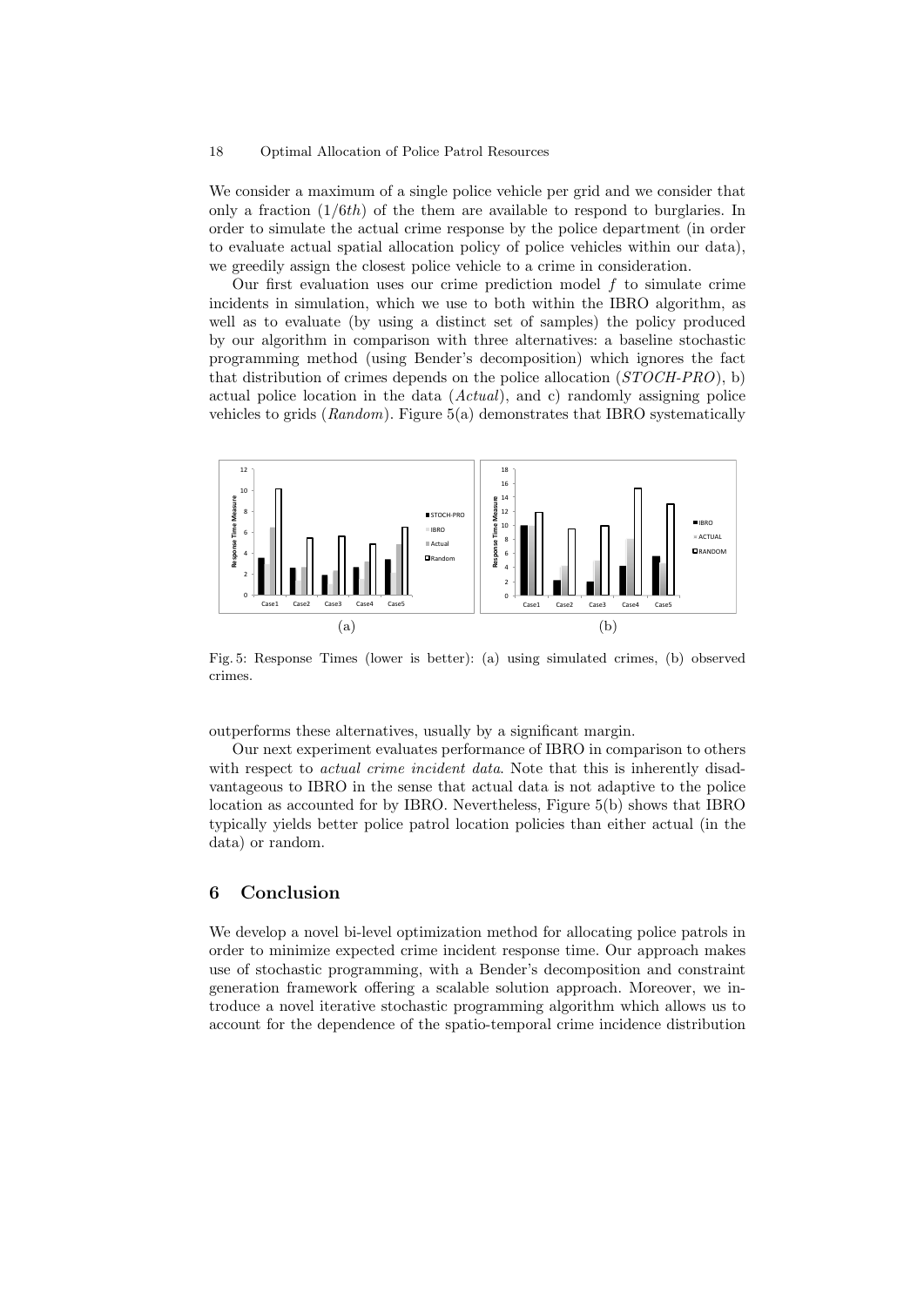We consider a maximum of a single police vehicle per grid and we consider that only a fraction ($1/6th$) of the them are available to respond to burglaries. In order to simulate the actual crime response by the police department (in order to evaluate actual spatial allocation policy of police vehicles within our data), we greedily assign the closest police vehicle to a crime in consideration.

Our first evaluation uses our crime prediction model $f$ to simulate crime incidents in simulation, which we use to both within the IBRO algorithm, as well as to evaluate (by using a distinct set of samples) the policy produced by our algorithm in comparison with three alternatives: a baseline stochastic programming method (using Bender's decomposition) which ignores the fact that distribution of crimes depends on the police allocation (*STOCH-PRO*), b) actual police location in the data (*Actual*), and c) randomly assigning police vehicles to grids (*Random*). Figure 5(a) demonstrates that IBRO systematically outperforms these alternatives, usually by a significant margin.

Fig. 5: Response Times (lower is better): (a) using simulated crimes, (b) observed crimes.

Our next experiment evaluates performance of IBRO in comparison to others with respect to *actual crime incident data*. Note that this is inherently disadvantageous to IBRO in the sense that actual data is not adaptive to the police location as accounted for by IBRO. Nevertheless, Figure 5(b) shows that IBRO typically yields better police patrol location policies than either actual (in the data) or random.

## 6 Conclusion

We develop a novel bi-level optimization method for allocating police patrols in order to minimize expected crime incident response time. Our approach makes use of stochastic programming, with a Bender's decomposition and constraint generation framework offering a scalable solution approach. Moreover, we introduce a novel iterative stochastic programming algorithm which allows us to account for the dependence of the spatio-temporal crime incidence distribution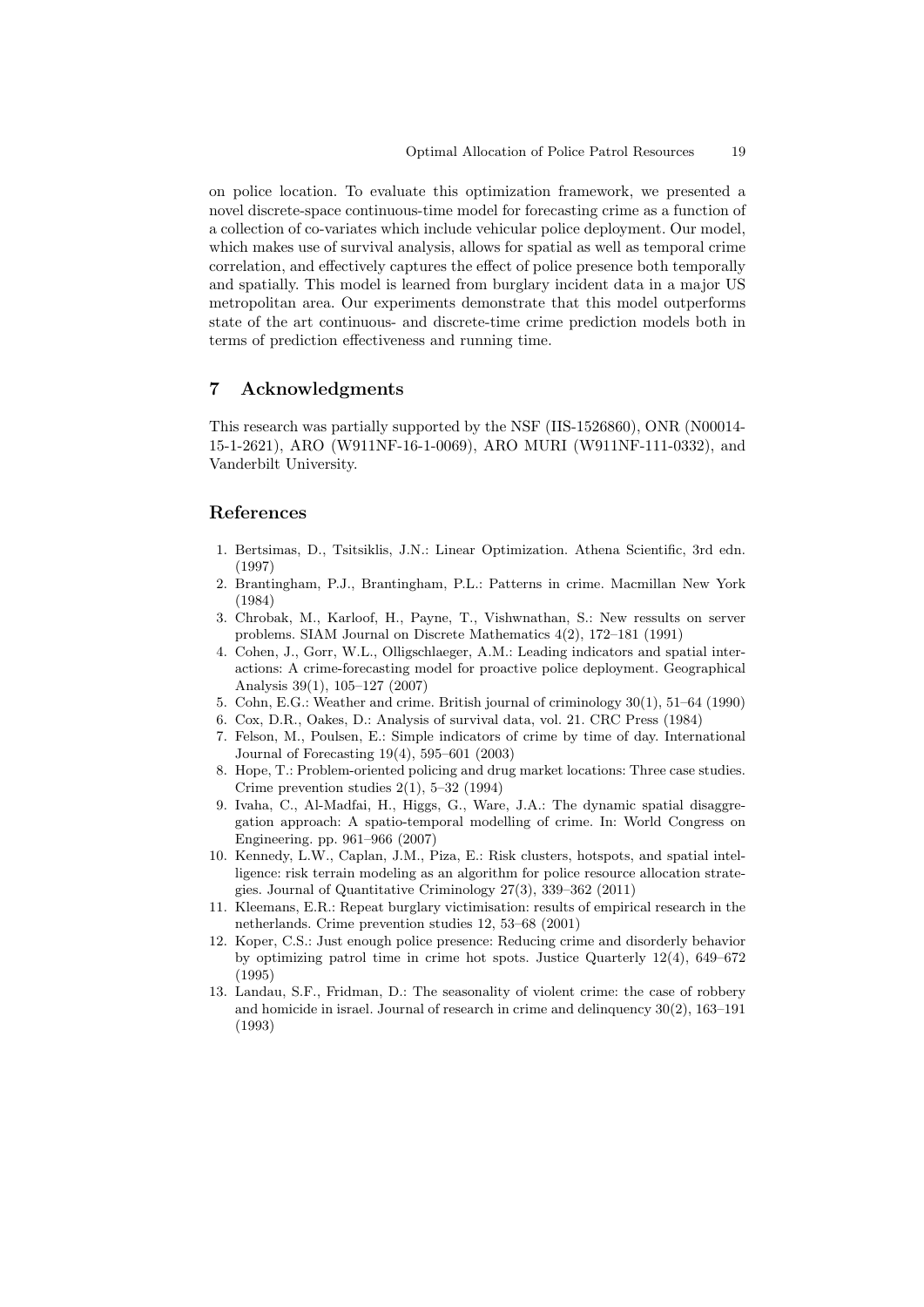on police location. To evaluate this optimization framework, we presented a novel discrete-space continuous-time model for forecasting crime as a function of a collection of co-variates which include vehicular police deployment. Our model, which makes use of survival analysis, allows for spatial as well as temporal crime correlation, and effectively captures the effect of police presence both temporally and spatially. This model is learned from burglary incident data in a major US metropolitan area. Our experiments demonstrate that this model outperforms state of the art continuous- and discrete-time crime prediction models both in terms of prediction effectiveness and running time.

## 7 Acknowledgments

This research was partially supported by the NSF (IIS-1526860), ONR (N00014-15-1-2621), ARO (W911NF-16-1-0069), ARO MURI (W911NF-111-0332), and Vanderbilt University.

## References

1. Bertsimas, D., Tsitsiklis, J.N.: Linear Optimization. Athena Scientific, 3rd edn. (1997)
2. Brantingham, P.J., Brantingham, P.L.: Patterns in crime. Macmillan New York (1984)
3. Chrobak, M., Karloof, H., Payne, T., Vishwnathan, S.: New ressults on server problems. SIAM Journal on Discrete Mathematics 4(2), 172–181 (1991)
4. Cohen, J., Gorr, W.L., Olligschlaeger, A.M.: Leading indicators and spatial interactions: A crime-forecasting model for proactive police deployment. Geographical Analysis 39(1), 105–127 (2007)
5. Cohn, E.G.: Weather and crime. British journal of criminology 30(1), 51–64 (1990)
6. Cox, D.R., Oakes, D.: Analysis of survival data, vol. 21. CRC Press (1984)
7. Felson, M., Poulsen, E.: Simple indicators of crime by time of day. International Journal of Forecasting 19(4), 595–601 (2003)
8. Hope, T.: Problem-oriented policing and drug market locations: Three case studies. Crime prevention studies 2(1), 5–32 (1994)
9. Ivaha, C., Al-Madfai, H., Higgs, G., Ware, J.A.: The dynamic spatial disaggregation approach: A spatio-temporal modelling of crime. In: World Congress on Engineering. pp. 961–966 (2007)
10. Kennedy, L.W., Caplan, J.M., Piza, E.: Risk clusters, hotspots, and spatial intelligence: risk terrain modeling as an algorithm for police resource allocation strategies. Journal of Quantitative Criminology 27(3), 339–362 (2011)
11. Kleemans, E.R.: Repeat burglary victimisation: results of empirical research in the netherlands. Crime prevention studies 12, 53–68 (2001)
12. Koper, C.S.: Just enough police presence: Reducing crime and disorderly behavior by optimizing patrol time in crime hot spots. Justice Quarterly 12(4), 649–672 (1995)
13. Landau, S.F., Fridman, D.: The seasonality of violent crime: the case of robbery and homicide in israel. Journal of research in crime and delinquency 30(2), 163–191 (1993)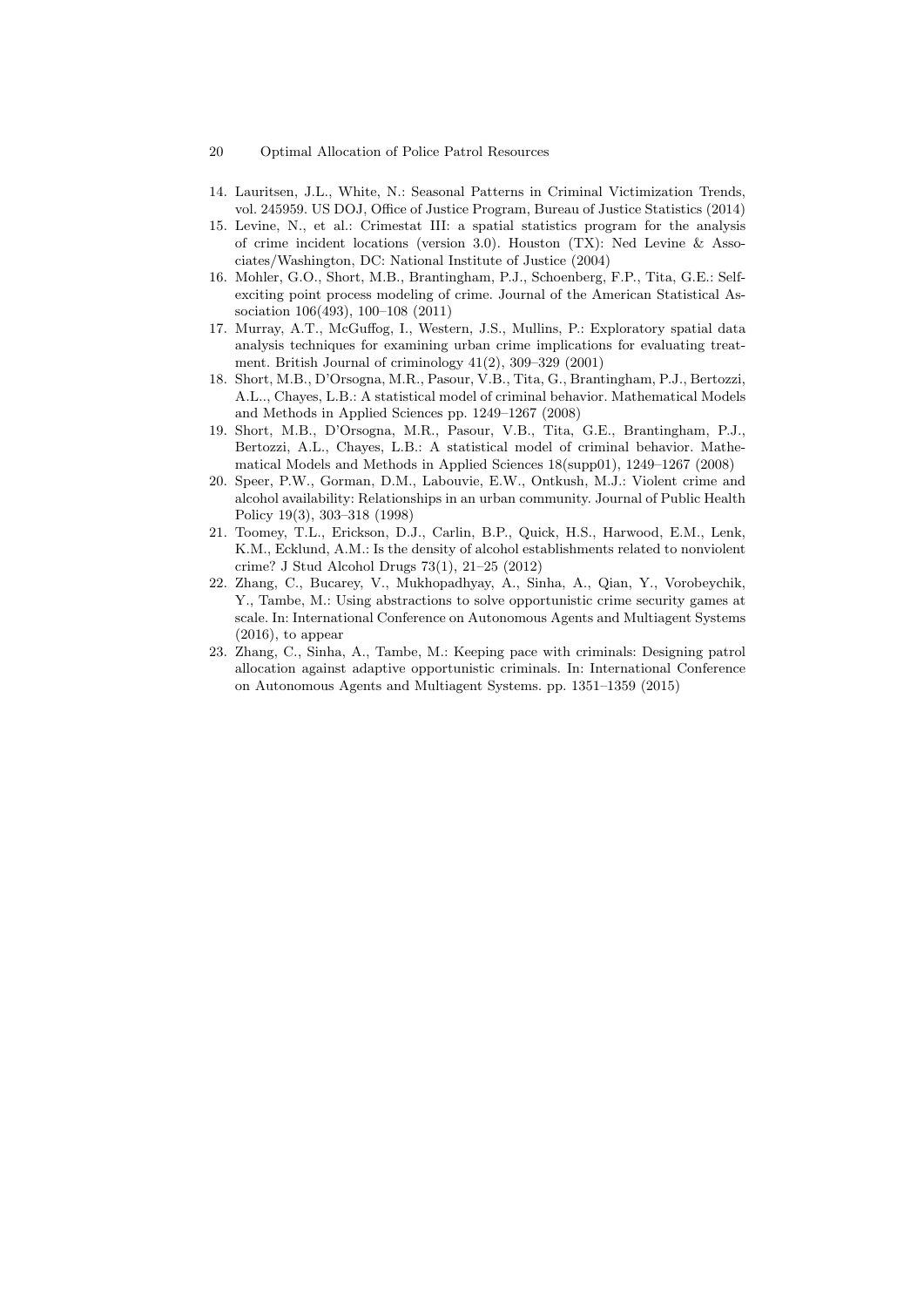14. Lauritsen, J.L., White, N.: Seasonal Patterns in Criminal Victimization Trends, vol. 245959. US DOJ, Office of Justice Program, Bureau of Justice Statistics (2014)
15. Levine, N., et al.: Crimestat III: a spatial statistics program for the analysis of crime incident locations (version 3.0). Houston (TX): Ned Levine & Associates/Washington, DC: National Institute of Justice (2004)
16. Mohler, G.O., Short, M.B., Brantingham, P.J., Schoenberg, F.P., Tita, G.E.: Self-exciting point process modeling of crime. Journal of the American Statistical Association 106(493), 100–108 (2011)
17. Murray, A.T., McGuffog, I., Western, J.S., Mullins, P.: Exploratory spatial data analysis techniques for examining urban crime implications for evaluating treatment. British Journal of criminology 41(2), 309–329 (2001)
18. Short, M.B., D'Orsogna, M.R., Pasour, V.B., Tita, G., Brantingham, P.J., Bertozzi, A.L.., Chayes, L.B.: A statistical model of criminal behavior. Mathematical Models and Methods in Applied Sciences pp. 1249–1267 (2008)
19. Short, M.B., D'Orsogna, M.R., Pasour, V.B., Tita, G.E., Brantingham, P.J., Bertozzi, A.L., Chayes, L.B.: A statistical model of criminal behavior. Mathematical Models and Methods in Applied Sciences 18(supp01), 1249–1267 (2008)
20. Speer, P.W., Gorman, D.M., Labouvie, E.W., Ontkush, M.J.: Violent crime and alcohol availability: Relationships in an urban community. Journal of Public Health Policy 19(3), 303–318 (1998)
21. Toomey, T.L., Erickson, D.J., Carlin, B.P., Quick, H.S., Harwood, E.M., Lenk, K.M., Ecklund, A.M.: Is the density of alcohol establishments related to nonviolent crime? J Stud Alcohol Drugs 73(1), 21–25 (2012)
22. Zhang, C., Bucarey, V., Mukhopadhyay, A., Sinha, A., Qian, Y., Vorobeychik, Y., Tambe, M.: Using abstractions to solve opportunistic crime security games at scale. In: International Conference on Autonomous Agents and Multiagent Systems (2016), to appear
23. Zhang, C., Sinha, A., Tambe, M.: Keeping pace with criminals: Designing patrol allocation against adaptive opportunistic criminals. In: International Conference on Autonomous Agents and Multiagent Systems. pp. 1351–1359 (2015)